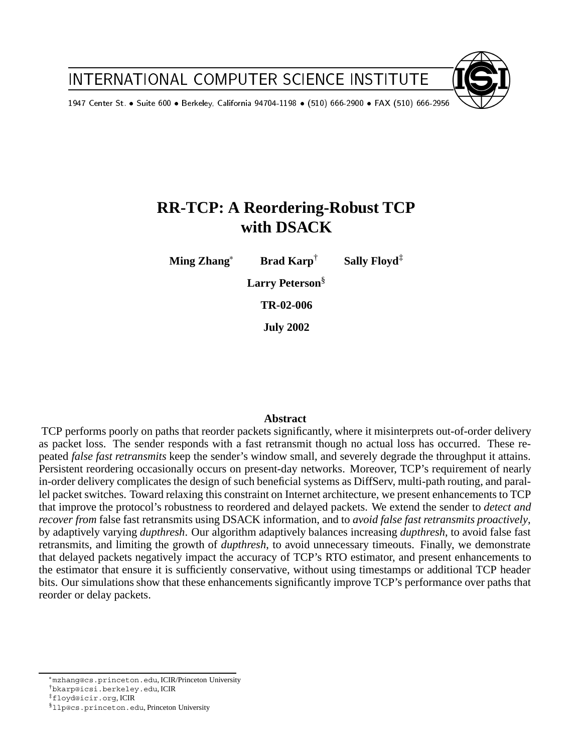INTERNATIONAL COMPUTER SCIENCE INSTITUTE

1947 Center St. • Suite 600 • Berkeley, California 94704-1198 • (510) 666-2900 • FAX (510) 666-2956

# RR-TCP: A Reordering-Robust TCP with DSACK

**Ming Zhang[*]** **Brad Karp[†]** **Sally Floyd[‡]**

**Larry Peterson[§]**

**TR-02-006**

**July 2002**

## Abstract

TCP performs poorly on paths that reorder packets significantly, where it misinterprets out-of-order delivery as packet loss. The sender responds with a fast retransmit though no actual loss has occurred. These repeated *false fast retransmits* keep the sender's window small, and severely degrade the throughput it attains. Persistent reordering occasionally occurs on present-day networks. Moreover, TCP's requirement of nearly in-order delivery complicates the design of such beneficial systems as DiffServ, multi-path routing, and parallel packet switches. Toward relaxing this constraint on Internet architecture, we present enhancements to TCP that improve the protocol's robustness to reordered and delayed packets. We extend the sender to *detect and recover from* false fast retransmits using DSACK information, and to *avoid false fast retransmits proactively*, by adaptively varying *dupthresh*. Our algorithm adaptively balances increasing *dupthresh*, to avoid false fast retransmits, and limiting the growth of *dupthresh*, to avoid unnecessary timeouts. Finally, we demonstrate that delayed packets negatively impact the accuracy of TCP's RTO estimator, and present enhancements to the estimator that ensure it is sufficiently conservative, without using timestamps or additional TCP header bits. Our simulations show that these enhancements significantly improve TCP's performance over paths that reorder or delay packets.

---

[*] mzhang@cs.princeton.edu, ICIR/Princeton University

[†] bkarp@icsi.berkeley.edu, ICIR

[‡] floyd@icir.org, ICIR

[§] llp@cs.princeton.edu, Princeton University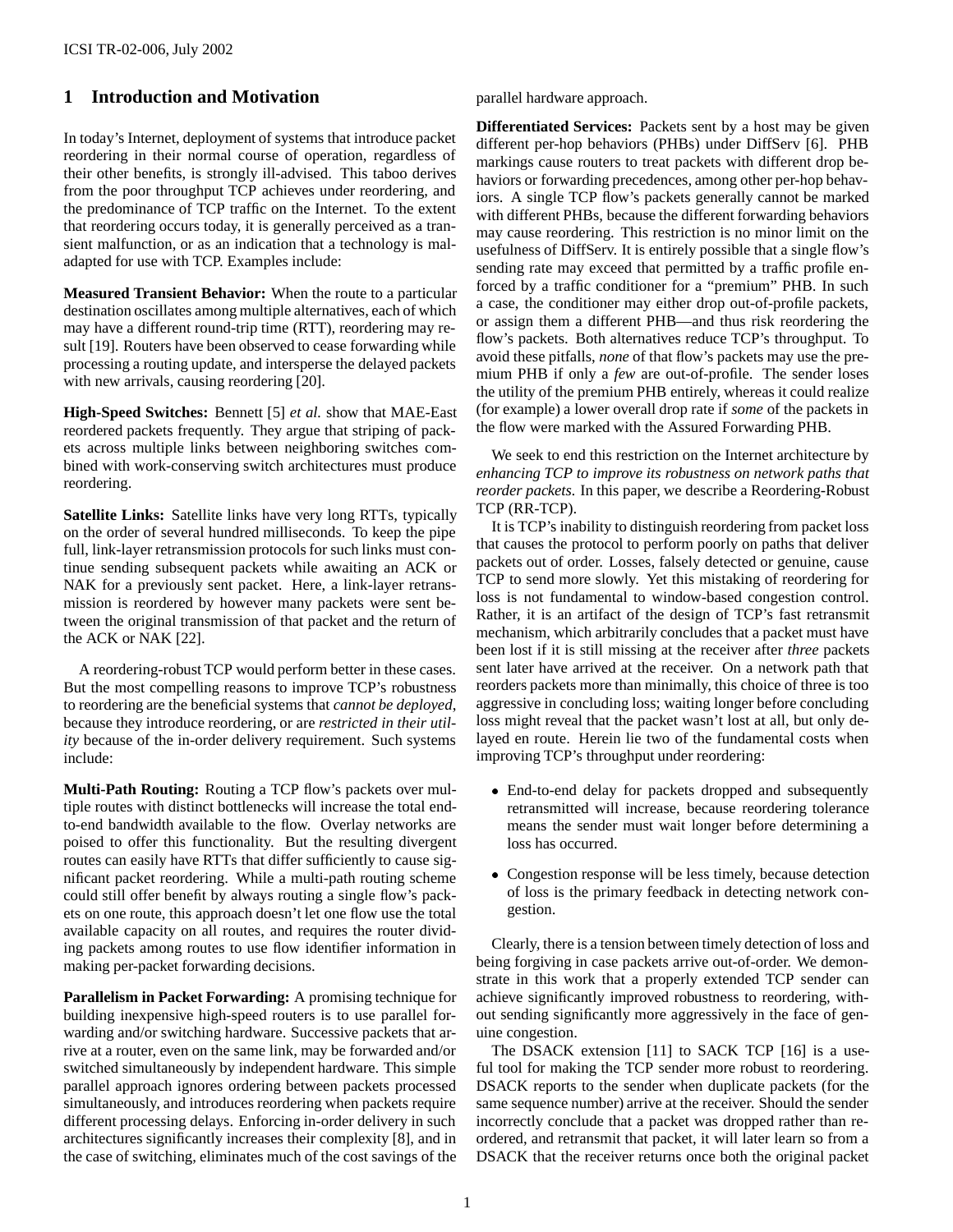## 1 Introduction and Motivation

In today's Internet, deployment of systems that introduce packet reordering in their normal course of operation, regardless of their other benefits, is strongly ill-advised. This taboo derives from the poor throughput TCP achieves under reordering, and the predominance of TCP traffic on the Internet. To the extent that reordering occurs today, it is generally perceived as a transient malfunction, or as an indication that a technology is maladapted for use with TCP. Examples include:

**Measured Transient Behavior:** When the route to a particular destination oscillates among multiple alternatives, each of which may have a different round-trip time (RTT), reordering may result [19]. Routers have been observed to cease forwarding while processing a routing update, and intersperse the delayed packets with new arrivals, causing reordering [20].

**High-Speed Switches:** Bennett [5] *et al.* show that MAE-East reordered packets frequently. They argue that striping of packets across multiple links between neighboring switches combined with work-conserving switch architectures must produce reordering.

**Satellite Links:** Satellite links have very long RTTs, typically on the order of several hundred milliseconds. To keep the pipe full, link-layer retransmission protocols for such links must continue sending subsequent packets while awaiting an ACK or NAK for a previously sent packet. Here, a link-layer retransmission is reordered by however many packets were sent between the original transmission of that packet and the return of the ACK or NAK [22].

A reordering-robust TCP would perform better in these cases. But the most compelling reasons to improve TCP's robustness to reordering are the beneficial systems that *cannot be deployed*, because they introduce reordering, or are *restricted in their utility* because of the in-order delivery requirement. Such systems include:

**Multi-Path Routing:** Routing a TCP flow's packets over multiple routes with distinct bottlenecks will increase the total end-to-end bandwidth available to the flow. Overlay networks are poised to offer this functionality. But the resulting divergent routes can easily have RTTs that differ sufficiently to cause significant packet reordering. While a multi-path routing scheme could still offer benefit by always routing a single flow's packets on one route, this approach doesn't let one flow use the total available capacity on all routes, and requires the router dividing packets among routes to use flow identifier information in making per-packet forwarding decisions.

**Parallelism in Packet Forwarding:** A promising technique for building inexpensive high-speed routers is to use parallel forwarding and/or switching hardware. Successive packets that arrive at a router, even on the same link, may be forwarded and/or switched simultaneously by independent hardware. This simple parallel approach ignores ordering between packets processed simultaneously, and introduces reordering when packets require different processing delays. Enforcing in-order delivery in such architectures significantly increases their complexity [8], and in the case of switching, eliminates much of the cost savings of the parallel hardware approach.

**Differentiated Services:** Packets sent by a host may be given different per-hop behaviors (PHBs) under DiffServ [6]. PHB markings cause routers to treat packets with different drop behaviors or forwarding precedences, among other per-hop behaviors. A single TCP flow's packets generally cannot be marked with different PHBs, because the different forwarding behaviors may cause reordering. This restriction is no minor limit on the usefulness of DiffServ. It is entirely possible that a single flow's sending rate may exceed that permitted by a traffic profile enforced by a traffic conditioner for a "premium" PHB. In such a case, the conditioner may either drop out-of-profile packets, or assign them a different PHB—and thus risk reordering the flow's packets. Both alternatives reduce TCP's throughput. To avoid these pitfalls, *none* of that flow's packets may use the premium PHB if only a *few* are out-of-profile. The sender loses the utility of the premium PHB entirely, whereas it could realize (for example) a lower overall drop rate if *some* of the packets in the flow were marked with the Assured Forwarding PHB.

We seek to end this restriction on the Internet architecture by *enhancing TCP to improve its robustness on network paths that reorder packets.* In this paper, we describe a Reordering-Robust TCP (RR-TCP).

It is TCP's inability to distinguish reordering from packet loss that causes the protocol to perform poorly on paths that deliver packets out of order. Losses, falsely detected or genuine, cause TCP to send more slowly. Yet this mistaking of reordering for loss is not fundamental to window-based congestion control. Rather, it is an artifact of the design of TCP's fast retransmit mechanism, which arbitrarily concludes that a packet must have been lost if it is still missing at the receiver after *three* packets sent later have arrived at the receiver. On a network path that reorders packets more than minimally, this choice of three is too aggressive in concluding loss; waiting longer before concluding loss might reveal that the packet wasn't lost at all, but only delayed en route. Herein lie two of the fundamental costs when improving TCP's throughput under reordering:

- End-to-end delay for packets dropped and subsequently retransmitted will increase, because reordering tolerance means the sender must wait longer before determining a loss has occurred.
- Congestion response will be less timely, because detection of loss is the primary feedback in detecting network congestion.

Clearly, there is a tension between timely detection of loss and being forgiving in case packets arrive out-of-order. We demonstrate in this work that a properly extended TCP sender can achieve significantly improved robustness to reordering, without sending significantly more aggressively in the face of genuine congestion.

The DSACK extension [11] to SACK TCP [16] is a useful tool for making the TCP sender more robust to reordering. DSACK reports to the sender when duplicate packets (for the same sequence number) arrive at the receiver. Should the sender incorrectly conclude that a packet was dropped rather than reordered, and retransmit that packet, it will later learn so from a DSACK that the receiver returns once both the original packet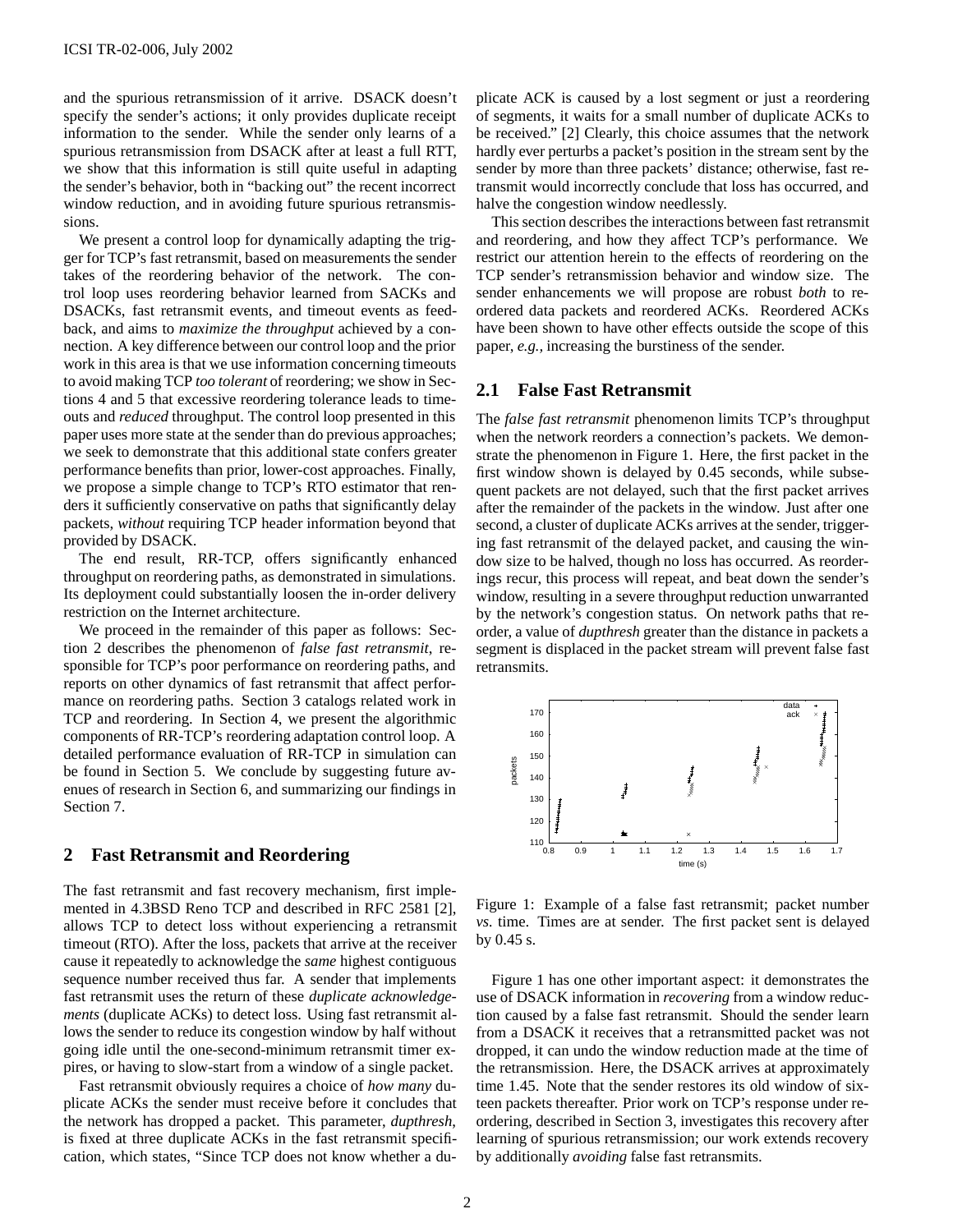and the spurious retransmission of it arrive. DSACK doesn't specify the sender's actions; it only provides duplicate receipt information to the sender. While the sender only learns of a spurious retransmission from DSACK after at least a full RTT, we show that this information is still quite useful in adapting the sender's behavior, both in "backing out" the recent incorrect window reduction, and in avoiding future spurious retransmissions.

We present a control loop for dynamically adapting the trigger for TCP's fast retransmit, based on measurements the sender takes of the reordering behavior of the network. The control loop uses reordering behavior learned from SACKs and DSACKs, fast retransmit events, and timeout events as feedback, and aims to *maximize the throughput* achieved by a connection. A key difference between our control loop and the prior work in this area is that we use information concerning timeouts to avoid making TCP *too tolerant* of reordering; we show in Sections 4 and 5 that excessive reordering tolerance leads to timeouts and *reduced* throughput. The control loop presented in this paper uses more state at the sender than do previous approaches; we seek to demonstrate that this additional state confers greater performance benefits than prior, lower-cost approaches. Finally, we propose a simple change to TCP's RTO estimator that renders it sufficiently conservative on paths that significantly delay packets, *without* requiring TCP header information beyond that provided by DSACK.

The end result, RR-TCP, offers significantly enhanced throughput on reordering paths, as demonstrated in simulations. Its deployment could substantially loosen the in-order delivery restriction on the Internet architecture.

We proceed in the remainder of this paper as follows: Section 2 describes the phenomenon of *false fast retransmit*, responsible for TCP's poor performance on reordering paths, and reports on other dynamics of fast retransmit that affect performance on reordering paths. Section 3 catalogs related work in TCP and reordering. In Section 4, we present the algorithmic components of RR-TCP's reordering adaptation control loop. A detailed performance evaluation of RR-TCP in simulation can be found in Section 5. We conclude by suggesting future avenues of research in Section 6, and summarizing our findings in Section 7.

## 2 Fast Retransmit and Reordering

The fast retransmit and fast recovery mechanism, first implemented in 4.3BSD Reno TCP and described in RFC 2581 [2], allows TCP to detect loss without experiencing a retransmit timeout (RTO). After the loss, packets that arrive at the receiver cause it repeatedly to acknowledge the *same* highest contiguous sequence number received thus far. A sender that implements fast retransmit uses the return of these *duplicate acknowledgements* (duplicate ACKs) to detect loss. Using fast retransmit allows the sender to reduce its congestion window by half without going idle until the one-second-minimum retransmit timer expires, or having to slow-start from a window of a single packet.

Fast retransmit obviously requires a choice of *how many* duplicate ACKs the sender must receive before it concludes that the network has dropped a packet. This parameter, *dupthresh*, is fixed at three duplicate ACKs in the fast retransmit specification, which states, "Since TCP does not know whether a duplicate ACK is caused by a lost segment or just a reordering of segments, it waits for a small number of duplicate ACKs to be received." [2] Clearly, this choice assumes that the network hardly ever perturbs a packet's position in the stream sent by the sender by more than three packets' distance; otherwise, fast retransmit would incorrectly conclude that loss has occurred, and halve the congestion window needlessly.

This section describes the interactions between fast retransmit and reordering, and how they affect TCP's performance. We restrict our attention herein to the effects of reordering on the TCP sender's retransmission behavior and window size. The sender enhancements we will propose are robust *both* to reordered data packets and reordered ACKs. Reordered ACKs have been shown to have other effects outside the scope of this paper, *e.g.,* increasing the burstiness of the sender.

### 2.1 False Fast Retransmit

The *false fast retransmit* phenomenon limits TCP's throughput when the network reorders a connection's packets. We demonstrate the phenomenon in Figure 1. Here, the first packet in the first window shown is delayed by 0.45 seconds, while subsequent packets are not delayed, such that the first packet arrives after the remainder of the packets in the window. Just after one second, a cluster of duplicate ACKs arrives at the sender, triggering fast retransmit of the delayed packet, and causing the window size to be halved, though no loss has occurred. As reorderings recur, this process will repeat, and beat down the sender's window, resulting in a severe throughput reduction unwarranted by the network's congestion status. On network paths that reorder, a value of *dupthresh* greater than the distance in packets a segment is displaced in the packet stream will prevent false fast retransmits.

Figure 1: Example of a false fast retransmit; packet number *vs.* time. Times are at sender. The first packet sent is delayed by 0.45 s.

Figure 1 has one other important aspect: it demonstrates the use of DSACK information in *recovering* from a window reduction caused by a false fast retransmit. Should the sender learn from a DSACK it receives that a retransmitted packet was not dropped, it can undo the window reduction made at the time of the retransmission. Here, the DSACK arrives at approximately time 1.45. Note that the sender restores its old window of sixteen packets thereafter. Prior work on TCP's response under reordering, described in Section 3, investigates this recovery after learning of spurious retransmission; our work extends recovery by additionally *avoiding* false fast retransmits.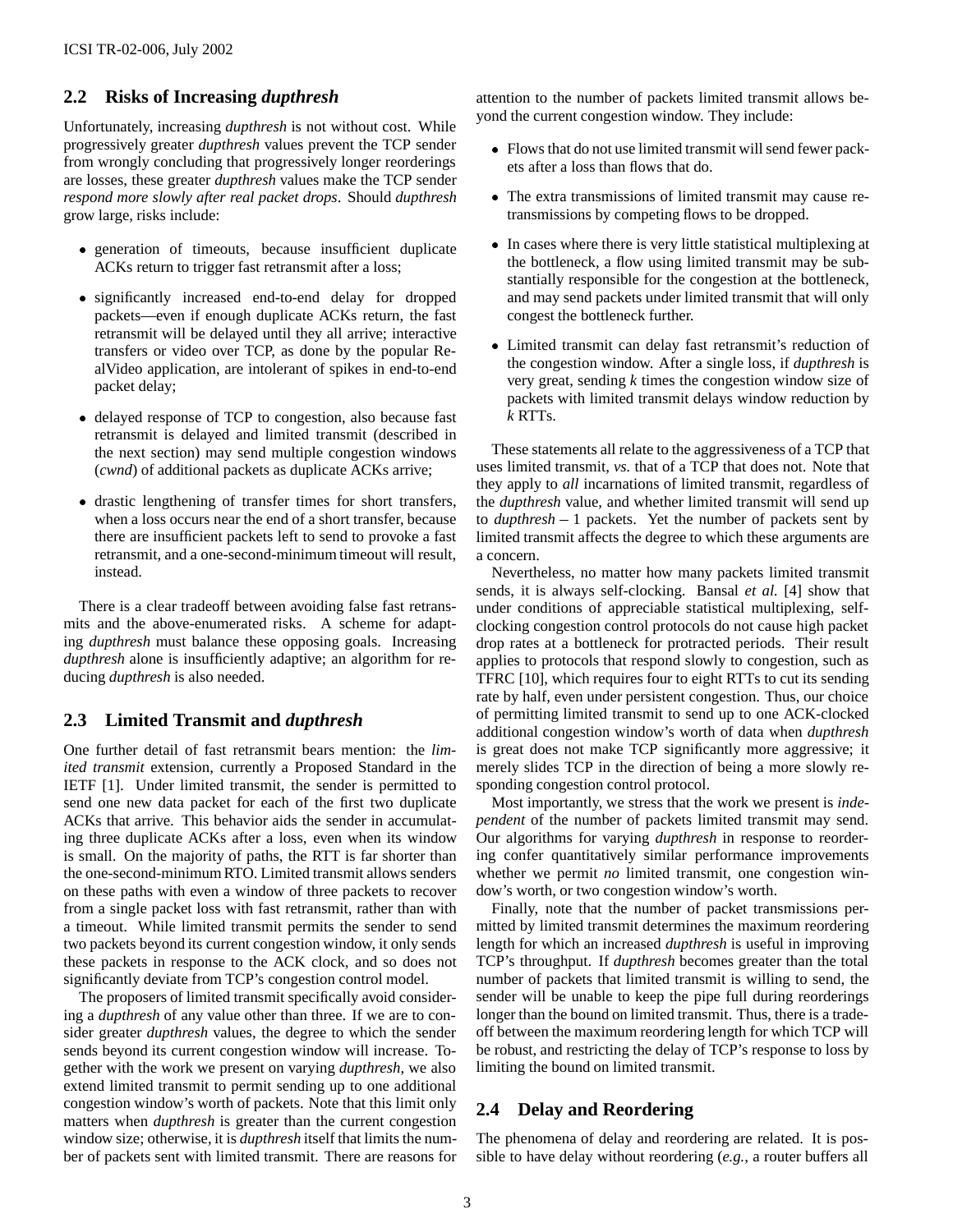## 2.2 Risks of Increasing *dupthresh*

Unfortunately, increasing *dupthresh* is not without cost. While progressively greater *dupthresh* values prevent the TCP sender from wrongly concluding that progressively longer reorderings are losses, these greater *dupthresh* values make the TCP sender *respond more slowly after real packet drops*. Should *dupthresh* grow large, risks include:

- generation of timeouts, because insufficient duplicate ACKs return to trigger fast retransmit after a loss;
- significantly increased end-to-end delay for dropped packets—even if enough duplicate ACKs return, the fast retransmit will be delayed until they all arrive; interactive transfers or video over TCP, as done by the popular RealVideo application, are intolerant of spikes in end-to-end packet delay;
- delayed response of TCP to congestion, also because fast retransmit is delayed and limited transmit (described in the next section) may send multiple congestion windows (*cwnd*) of additional packets as duplicate ACKs arrive;
- drastic lengthening of transfer times for short transfers, when a loss occurs near the end of a short transfer, because there are insufficient packets left to send to provoke a fast retransmit, and a one-second-minimum timeout will result, instead.

There is a clear tradeoff between avoiding false fast retransmits and the above-enumerated risks. A scheme for adapting *dupthresh* must balance these opposing goals. Increasing *dupthresh* alone is insufficiently adaptive; an algorithm for reducing *dupthresh* is also needed.

## 2.3 Limited Transmit and *dupthresh*

One further detail of fast retransmit bears mention: the *limited transmit* extension, currently a Proposed Standard in the IETF [1]. Under limited transmit, the sender is permitted to send one new data packet for each of the first two duplicate ACKs that arrive. This behavior aids the sender in accumulating three duplicate ACKs after a loss, even when its window is small. On the majority of paths, the RTT is far shorter than the one-second-minimum RTO. Limited transmit allows senders on these paths with even a window of three packets to recover from a single packet loss with fast retransmit, rather than with a timeout. While limited transmit permits the sender to send two packets beyond its current congestion window, it only sends these packets in response to the ACK clock, and so does not significantly deviate from TCP's congestion control model.

The proposers of limited transmit specifically avoid considering a *dupthresh* of any value other than three. If we are to consider greater *dupthresh* values, the degree to which the sender sends beyond its current congestion window will increase. Together with the work we present on varying *dupthresh*, we also extend limited transmit to permit sending up to one additional congestion window's worth of packets. Note that this limit only matters when *dupthresh* is greater than the current congestion window size; otherwise, it is *dupthresh* itself that limits the number of packets sent with limited transmit. There are reasons for attention to the number of packets limited transmit allows beyond the current congestion window. They include:

- Flows that do not use limited transmit will send fewer packets after a loss than flows that do.
- The extra transmissions of limited transmit may cause retransmissions by competing flows to be dropped.
- In cases where there is very little statistical multiplexing at the bottleneck, a flow using limited transmit may be substantially responsible for the congestion at the bottleneck, and may send packets under limited transmit that will only congest the bottleneck further.
- Limited transmit can delay fast retransmit's reduction of the congestion window. After a single loss, if *dupthresh* is very great, sending $k$ times the congestion window size of packets with limited transmit delays window reduction by $k$ RTTs.

These statements all relate to the aggressiveness of a TCP that uses limited transmit, *vs.* that of a TCP that does not. Note that they apply to *all* incarnations of limited transmit, regardless of the *dupthresh* value, and whether limited transmit will send up to *dupthresh* – 1 packets. Yet the number of packets sent by limited transmit affects the degree to which these arguments are a concern.

Nevertheless, no matter how many packets limited transmit sends, it is always self-clocking. Bansal *et al.* [4] show that under conditions of appreciable statistical multiplexing, self-clocking congestion control protocols do not cause high packet drop rates at a bottleneck for protracted periods. Their result applies to protocols that respond slowly to congestion, such as TFRC [10], which requires four to eight RTTs to cut its sending rate by half, even under persistent congestion. Thus, our choice of permitting limited transmit to send up to one ACK-clocked additional congestion window's worth of data when *dupthresh* is great does not make TCP significantly more aggressive; it merely slides TCP in the direction of being a more slowly responding congestion control protocol.

Most importantly, we stress that the work we present is *independent* of the number of packets limited transmit may send. Our algorithms for varying *dupthresh* in response to reordering confer quantitatively similar performance improvements whether we permit *no* limited transmit, one congestion window's worth, or two congestion window's worth.

Finally, note that the number of packet transmissions permitted by limited transmit determines the maximum reordering length for which an increased *dupthresh* is useful in improving TCP's throughput. If *dupthresh* becomes greater than the total number of packets that limited transmit is willing to send, the sender will be unable to keep the pipe full during reorderings longer than the bound on limited transmit. Thus, there is a tradeoff between the maximum reordering length for which TCP will be robust, and restricting the delay of TCP's response to loss by limiting the bound on limited transmit.

## 2.4 Delay and Reordering

The phenomena of delay and reordering are related. It is possible to have delay without reordering (*e.g.*, a router buffers all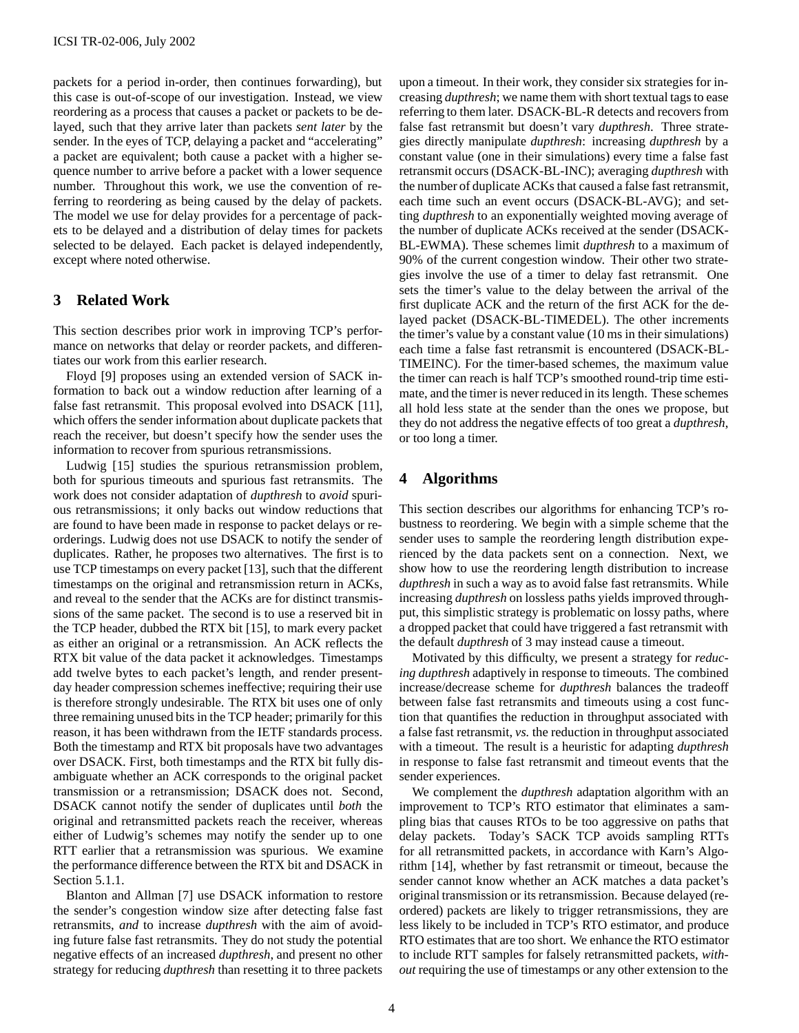packets for a period in-order, then continues forwarding), but this case is out-of-scope of our investigation. Instead, we view reordering as a process that causes a packet or packets to be delayed, such that they arrive later than packets *sent later* by the sender. In the eyes of TCP, delaying a packet and "accelerating" a packet are equivalent; both cause a packet with a higher sequence number to arrive before a packet with a lower sequence number. Throughout this work, we use the convention of referring to reordering as being caused by the delay of packets. The model we use for delay provides for a percentage of packets to be delayed and a distribution of delay times for packets selected to be delayed. Each packet is delayed independently, except where noted otherwise.

## 3 Related Work

This section describes prior work in improving TCP's performance on networks that delay or reorder packets, and differentiates our work from this earlier research.

Floyd [9] proposes using an extended version of SACK information to back out a window reduction after learning of a false fast retransmit. This proposal evolved into DSACK [11], which offers the sender information about duplicate packets that reach the receiver, but doesn't specify how the sender uses the information to recover from spurious retransmissions.

Ludwig [15] studies the spurious retransmission problem, both for spurious timeouts and spurious fast retransmits. The work does not consider adaptation of *dupthresh* to *avoid* spurious retransmissions; it only backs out window reductions that are found to have been made in response to packet delays or reorderings. Ludwig does not use DSACK to notify the sender of duplicates. Rather, he proposes two alternatives. The first is to use TCP timestamps on every packet [13], such that the different timestamps on the original and retransmission return in ACKs, and reveal to the sender that the ACKs are for distinct transmissions of the same packet. The second is to use a reserved bit in the TCP header, dubbed the RTX bit [15], to mark every packet as either an original or a retransmission. An ACK reflects the RTX bit value of the data packet it acknowledges. Timestamps add twelve bytes to each packet's length, and render present-day header compression schemes ineffective; requiring their use is therefore strongly undesirable. The RTX bit uses one of only three remaining unused bits in the TCP header; primarily for this reason, it has been withdrawn from the IETF standards process. Both the timestamp and RTX bit proposals have two advantages over DSACK. First, both timestamps and the RTX bit fully disambiguate whether an ACK corresponds to the original packet transmission or a retransmission; DSACK does not. Second, DSACK cannot notify the sender of duplicates until *both* the original and retransmitted packets reach the receiver, whereas either of Ludwig's schemes may notify the sender up to one RTT earlier that a retransmission was spurious. We examine the performance difference between the RTX bit and DSACK in Section 5.1.1.

Blanton and Allman [7] use DSACK information to restore the sender's congestion window size after detecting false fast retransmits, *and* to increase *dupthresh* with the aim of avoiding future false fast retransmits. They do not study the potential negative effects of an increased *dupthresh*, and present no other strategy for reducing *dupthresh* than resetting it to three packets upon a timeout. In their work, they consider six strategies for increasing *dupthresh*; we name them with short textual tags to ease referring to them later. DSACK-BL-R detects and recovers from false fast retransmit but doesn't vary *dupthresh*. Three strategies directly manipulate *dupthresh*: increasing *dupthresh* by a constant value (one in their simulations) every time a false fast retransmit occurs (DSACK-BL-INC); averaging *dupthresh* with the number of duplicate ACKs that caused a false fast retransmit, each time such an event occurs (DSACK-BL-AVG); and setting *dupthresh* to an exponentially weighted moving average of the number of duplicate ACKs received at the sender (DSACK-BL-EWMA). These schemes limit *dupthresh* to a maximum of 90% of the current congestion window. Their other two strategies involve the use of a timer to delay fast retransmit. One sets the timer's value to the delay between the arrival of the first duplicate ACK and the return of the first ACK for the delayed packet (DSACK-BL-TIMEDEL). The other increments the timer's value by a constant value (10 ms in their simulations) each time a false fast retransmit is encountered (DSACK-BL-TIMEINC). For the timer-based schemes, the maximum value the timer can reach is half TCP's smoothed round-trip time estimate, and the timer is never reduced in its length. These schemes all hold less state at the sender than the ones we propose, but they do not address the negative effects of too great a *dupthresh*, or too long a timer.

## 4 Algorithms

This section describes our algorithms for enhancing TCP's robustness to reordering. We begin with a simple scheme that the sender uses to sample the reordering length distribution experienced by the data packets sent on a connection. Next, we show how to use the reordering length distribution to increase *dupthresh* in such a way as to avoid false fast retransmits. While increasing *dupthresh* on lossless paths yields improved throughput, this simplistic strategy is problematic on lossy paths, where a dropped packet that could have triggered a fast retransmit with the default *dupthresh* of 3 may instead cause a timeout.

Motivated by this difficulty, we present a strategy for *reducing dupthresh* adaptively in response to timeouts. The combined increase/decrease scheme for *dupthresh* balances the tradeoff between false fast retransmits and timeouts using a cost function that quantifies the reduction in throughput associated with a false fast retransmit, *vs.* the reduction in throughput associated with a timeout. The result is a heuristic for adapting *dupthresh* in response to false fast retransmit and timeout events that the sender experiences.

We complement the *dupthresh* adaptation algorithm with an improvement to TCP's RTO estimator that eliminates a sampling bias that causes RTOs to be too aggressive on paths that delay packets. Today's SACK TCP avoids sampling RTTs for all retransmitted packets, in accordance with Karn's Algorithm [14], whether by fast retransmit or timeout, because the sender cannot know whether an ACK matches a data packet's original transmission or its retransmission. Because delayed (reordered) packets are likely to trigger retransmissions, they are less likely to be included in TCP's RTO estimator, and produce RTO estimates that are too short. We enhance the RTO estimator to include RTT samples for falsely retransmitted packets, *without* requiring the use of timestamps or any other extension to the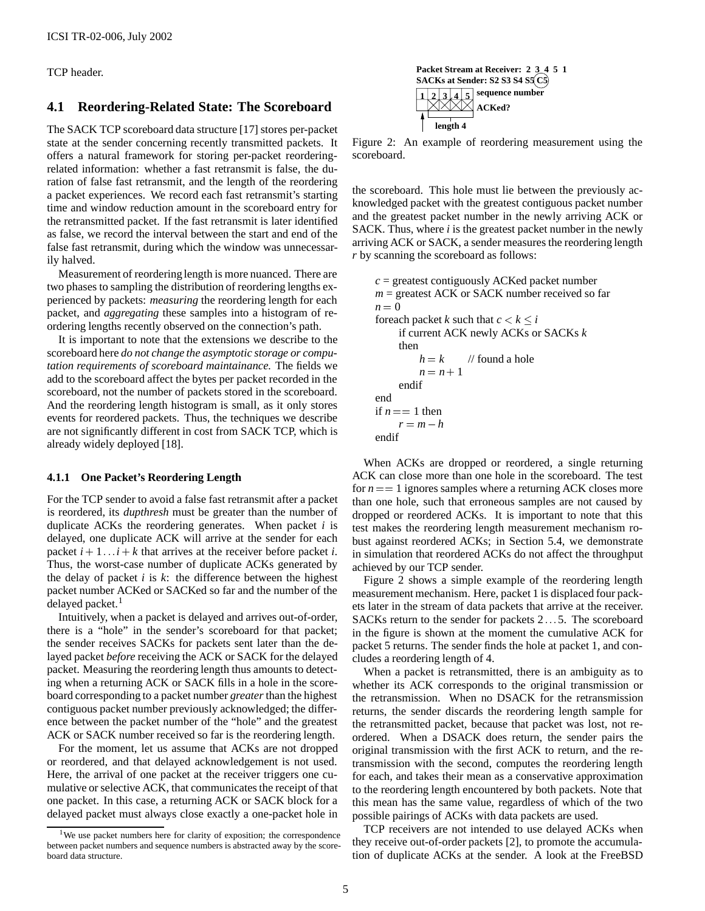TCP header.

## 4.1 Reordering-Related State: The Scoreboard

The SACK TCP scoreboard data structure [17] stores per-packet state at the sender concerning recently transmitted packets. It offers a natural framework for storing per-packet reordering-related information: whether a fast retransmit is false, the duration of false fast retransmit, and the length of the reordering a packet experiences. We record each fast retransmit's starting time and window reduction amount in the scoreboard entry for the retransmitted packet. If the fast retransmit is later identified as false, we record the interval between the start and end of the false fast retransmit, during which the window was unnecessarily halved.

Measurement of reordering length is more nuanced. There are two phases to sampling the distribution of reordering lengths experienced by packets: *measuring* the reordering length for each packet, and *aggregating* these samples into a histogram of reordering lengths recently observed on the connection's path.

It is important to note that the extensions we describe to the scoreboard here *do not change the asymptotic storage or computation requirements of scoreboard maintainance.* The fields we add to the scoreboard affect the bytes per packet recorded in the scoreboard, not the number of packets stored in the scoreboard. And the reordering length histogram is small, as it only stores events for reordered packets. Thus, the techniques we describe are not significantly different in cost from SACK TCP, which is already widely deployed [18].

#### 4.1.1 One Packet's Reordering Length

For the TCP sender to avoid a false fast retransmit after a packet is reordered, its *dupthresh* must be greater than the number of duplicate ACKs the reordering generates. When packet $i$ is delayed, one duplicate ACK will arrive at the sender for each packet $i+1 \ldots i+k$ that arrives at the receiver before packet $i$. Thus, the worst-case number of duplicate ACKs generated by the delay of packet $i$ is $k$: the difference between the highest packet number ACKed or SACKed so far and the number of the delayed packet.[1]

Intuitively, when a packet is delayed and arrives out-of-order, there is a "hole" in the sender's scoreboard for that packet; the sender receives SACKs for packets sent later than the delayed packet *before* receiving the ACK or SACK for the delayed packet. Measuring the reordering length thus amounts to detecting when a returning ACK or SACK fills in a hole in the scoreboard corresponding to a packet number *greater* than the highest contiguous packet number previously acknowledged; the difference between the packet number of the "hole" and the greatest ACK or SACK number received so far is the reordering length.

For the moment, let us assume that ACKs are not dropped or reordered, and that delayed acknowledgement is not used. Here, the arrival of one packet at the receiver triggers one cumulative or selective ACK, that communicates the receipt of that one packet. In this case, a returning ACK or SACK block for a delayed packet must always close exactly a one-packet hole in the scoreboard. This hole must lie between the previously acknowledged packet with the greatest contiguous packet number and the greatest packet number in the newly arriving ACK or SACK. Thus, where $i$ is the greatest packet number in the newly arriving ACK or SACK, a sender measures the reordering length $r$ by scanning the scoreboard as follows:

```
c = greatest contiguously ACKed packet number
m = greatest ACK or SACK number received so far
n = 0
foreach packet k such that c < k ≤ i
    if current ACK newly ACKs or SACKs k
    then
        h = k      // found a hole
        n = n + 1
    endif
end
if n == 1 then
    r = m − h
endif
```

When ACKs are dropped or reordered, a single returning ACK can close more than one hole in the scoreboard. The test for $n == 1$ ignores samples where a returning ACK closes more than one hole, such that erroneous samples are not caused by dropped or reordered ACKs. It is important to note that this test makes the reordering length measurement mechanism robust against reordered ACKs; in Section 5.4, we demonstrate in simulation that reordered ACKs do not affect the throughput achieved by our TCP sender.

Figure 2 shows a simple example of the reordering length measurement mechanism. Here, packet 1 is displaced four packets later in the stream of data packets that arrive at the receiver. SACKs return to the sender for packets $2 \ldots 5$. The scoreboard in the figure is shown at the moment the cumulative ACK for packet 5 returns. The sender finds the hole at packet 1, and concludes a reordering length of 4.

Figure 2: An example of reordering measurement using the scoreboard.

When a packet is retransmitted, there is an ambiguity as to whether its ACK corresponds to the original transmission or the retransmission. When no DSACK for the retransmission returns, the sender discards the reordering length sample for the retransmitted packet, because that packet was lost, not reordered. When a DSACK does return, the sender pairs the original transmission with the first ACK to return, and the retransmission with the second, computes the reordering length for each, and takes their mean as a conservative approximation to the reordering length encountered by both packets. Note that this mean has the same value, regardless of which of the two possible pairings of ACKs with data packets are used.

TCP receivers are not intended to use delayed ACKs when they receive out-of-order packets [2], to promote the accumulation of duplicate ACKs at the sender. A look at the FreeBSD

[1] We use packet numbers here for clarity of exposition; the correspondence between packet numbers and sequence numbers is abstracted away by the scoreboard data structure.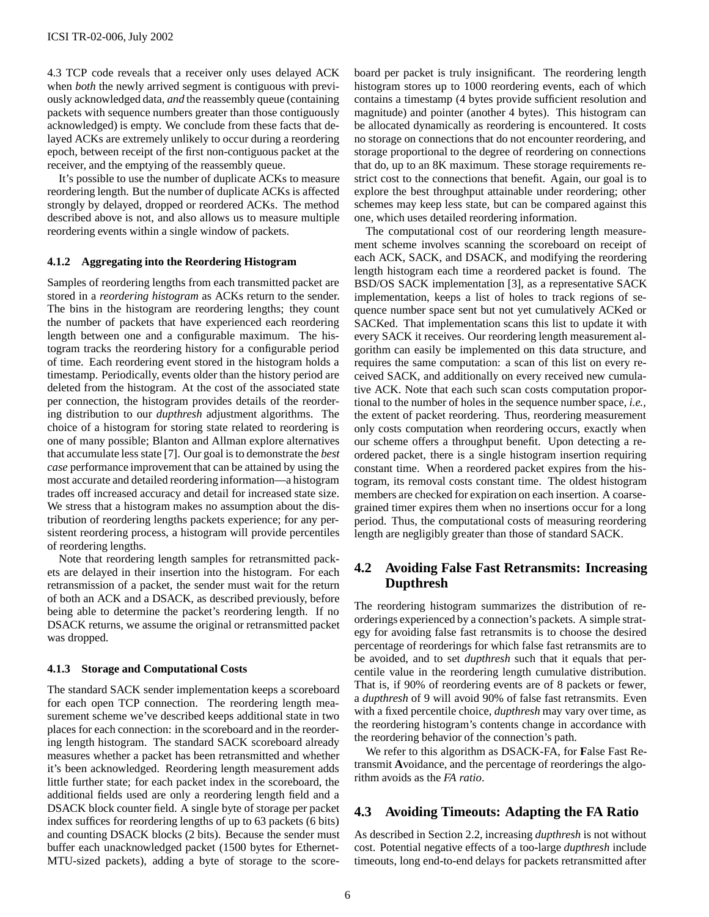4.3 TCP code reveals that a receiver only uses delayed ACK when *both* the newly arrived segment is contiguous with previously acknowledged data, *and* the reassembly queue (containing packets with sequence numbers greater than those contiguously acknowledged) is empty. We conclude from these facts that delayed ACKs are extremely unlikely to occur during a reordering epoch, between receipt of the first non-contiguous packet at the receiver, and the emptying of the reassembly queue.

It's possible to use the number of duplicate ACKs to measure reordering length. But the number of duplicate ACKs is affected strongly by delayed, dropped or reordered ACKs. The method described above is not, and also allows us to measure multiple reordering events within a single window of packets.

#### 4.1.2 Aggregating into the Reordering Histogram

Samples of reordering lengths from each transmitted packet are stored in a *reordering histogram* as ACKs return to the sender. The bins in the histogram are reordering lengths; they count the number of packets that have experienced each reordering length between one and a configurable maximum. The histogram tracks the reordering history for a configurable period of time. Each reordering event stored in the histogram holds a timestamp. Periodically, events older than the history period are deleted from the histogram. At the cost of the associated state per connection, the histogram provides details of the reordering distribution to our *dupthresh* adjustment algorithms. The choice of a histogram for storing state related to reordering is one of many possible; Blanton and Allman explore alternatives that accumulate less state [7]. Our goal is to demonstrate the *best case* performance improvement that can be attained by using the most accurate and detailed reordering information—a histogram trades off increased accuracy and detail for increased state size. We stress that a histogram makes no assumption about the distribution of reordering lengths packets experience; for any persistent reordering process, a histogram will provide percentiles of reordering lengths.

Note that reordering length samples for retransmitted packets are delayed in their insertion into the histogram. For each retransmission of a packet, the sender must wait for the return of both an ACK and a DSACK, as described previously, before being able to determine the packet's reordering length. If no DSACK returns, we assume the original or retransmitted packet was dropped.

#### 4.1.3 Storage and Computational Costs

The standard SACK sender implementation keeps a scoreboard for each open TCP connection. The reordering length measurement scheme we've described keeps additional state in two places for each connection: in the scoreboard and in the reordering length histogram. The standard SACK scoreboard already measures whether a packet has been retransmitted and whether it's been acknowledged. Reordering length measurement adds little further state; for each packet index in the scoreboard, the additional fields used are only a reordering length field and a DSACK block counter field. A single byte of storage per packet index suffices for reordering lengths of up to 63 packets (6 bits) and counting DSACK blocks (2 bits). Because the sender must buffer each unacknowledged packet (1500 bytes for Ethernet-MTU-sized packets), adding a byte of storage to the scoreboard per packet is truly insignificant. The reordering length histogram stores up to 1000 reordering events, each of which contains a timestamp (4 bytes provide sufficient resolution and magnitude) and pointer (another 4 bytes). This histogram can be allocated dynamically as reordering is encountered. It costs no storage on connections that do not encounter reordering, and storage proportional to the degree of reordering on connections that do, up to an 8K maximum. These storage requirements restrict cost to the connections that benefit. Again, our goal is to explore the best throughput attainable under reordering; other schemes may keep less state, but can be compared against this one, which uses detailed reordering information.

The computational cost of our reordering length measurement scheme involves scanning the scoreboard on receipt of each ACK, SACK, and DSACK, and modifying the reordering length histogram each time a reordered packet is found. The BSD/OS SACK implementation [3], as a representative SACK implementation, keeps a list of holes to track regions of sequence number space sent but not yet cumulatively ACKed or SACKed. That implementation scans this list to update it with every SACK it receives. Our reordering length measurement algorithm can easily be implemented on this data structure, and requires the same computation: a scan of this list on every received SACK, and additionally on every received new cumulative ACK. Note that each such scan costs computation proportional to the number of holes in the sequence number space, *i.e.,* the extent of packet reordering. Thus, reordering measurement only costs computation when reordering occurs, exactly when our scheme offers a throughput benefit. Upon detecting a reordered packet, there is a single histogram insertion requiring constant time. When a reordered packet expires from the histogram, its removal costs constant time. The oldest histogram members are checked for expiration on each insertion. A coarse-grained timer expires them when no insertions occur for a long period. Thus, the computational costs of measuring reordering length are negligibly greater than those of standard SACK.

### 4.2 Avoiding False Fast Retransmits: Increasing Dupthresh

The reordering histogram summarizes the distribution of reorderings experienced by a connection's packets. A simple strategy for avoiding false fast retransmits is to choose the desired percentage of reorderings for which false fast retransmits are to be avoided, and to set *dupthresh* such that it equals that percentile value in the reordering length cumulative distribution. That is, if 90% of reordering events are of 8 packets or fewer, a *dupthresh* of 9 will avoid 90% of false fast retransmits. Even with a fixed percentile choice, *dupthresh* may vary over time, as the reordering histogram's contents change in accordance with the reordering behavior of the connection's path.

We refer to this algorithm as DSACK-FA, for **F**alse Fast Retransmit **A**voidance, and the percentage of reorderings the algorithm avoids as the *FA ratio*.

### 4.3 Avoiding Timeouts: Adapting the FA Ratio

As described in Section 2.2, increasing *dupthresh* is not without cost. Potential negative effects of a too-large *dupthresh* include timeouts, long end-to-end delays for packets retransmitted after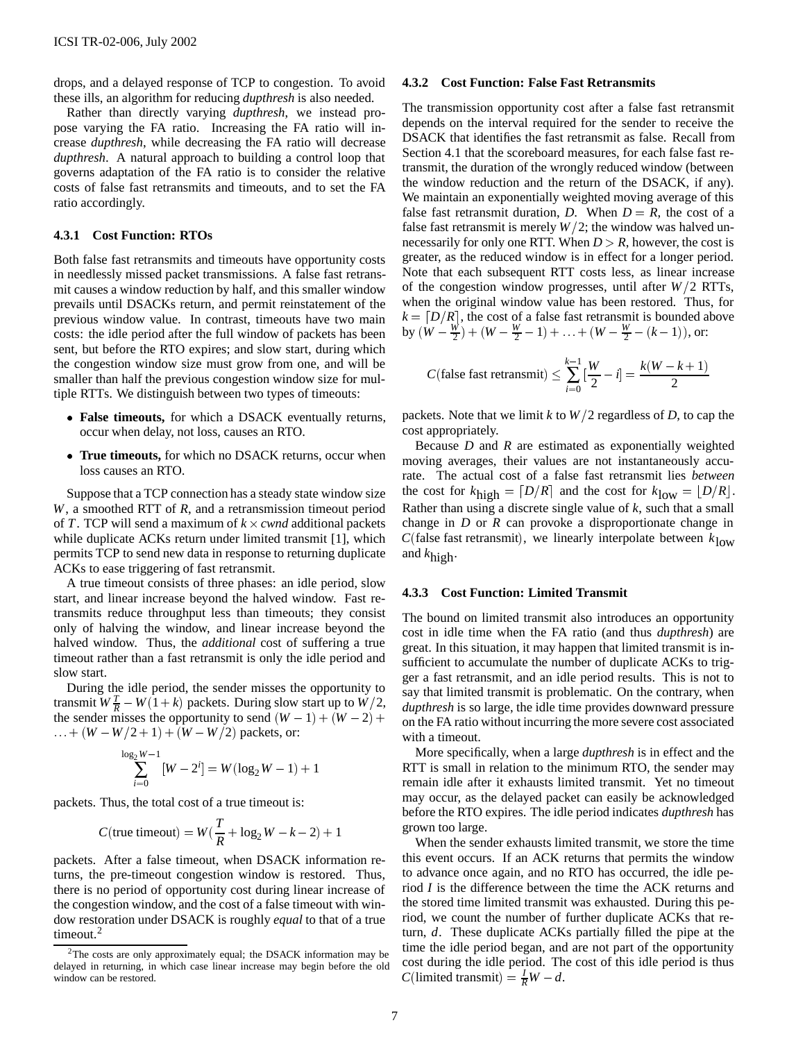drops, and a delayed response of TCP to congestion. To avoid these ills, an algorithm for reducing *dupthresh* is also needed.

Rather than directly varying *dupthresh*, we instead propose varying the FA ratio. Increasing the FA ratio will increase *dupthresh*, while decreasing the FA ratio will decrease *dupthresh*. A natural approach to building a control loop that governs adaptation of the FA ratio is to consider the relative costs of false fast retransmits and timeouts, and to set the FA ratio accordingly.

#### 4.3.1 Cost Function: RTOs

Both false fast retransmits and timeouts have opportunity costs in needlessly missed packet transmissions. A false fast retransmit causes a window reduction by half, and this smaller window prevails until DSACKs return, and permit reinstatement of the previous window value. In contrast, timeouts have two main costs: the idle period after the full window of packets has been sent, but before the RTO expires; and slow start, during which the congestion window size must grow from one, and will be smaller than half the previous congestion window size for multiple RTTs. We distinguish between two types of timeouts:

- **False timeouts,** for which a DSACK eventually returns, occur when delay, not loss, causes an RTO.
- **True timeouts,** for which no DSACK returns, occur when loss causes an RTO.

Suppose that a TCP connection has a steady state window size $W$, a smoothed RTT of $R$, and a retransmission timeout period of $T$. TCP will send a maximum of $k \times cwnd$ additional packets while duplicate ACKs return under limited transmit [1], which permits TCP to send new data in response to returning duplicate ACKs to ease triggering of fast retransmit.

A true timeout consists of three phases: an idle period, slow start, and linear increase beyond the halved window. Fast retransmits reduce throughput less than timeouts; they consist only of halving the window, and linear increase beyond the halved window. Thus, the *additional* cost of suffering a true timeout rather than a fast retransmit is only the idle period and slow start.

During the idle period, the sender misses the opportunity to transmit $W\frac{T}{R} - W(1+k)$ packets. During slow start up to $W/2$, the sender misses the opportunity to send $(W-1)+(W-2)+\ldots+(W-W/2+1)+(W-W/2)$ packets, or:

$$\sum_{i=0}^{\log_2 W - 1} [W - 2^i] = W(\log_2 W - 1) + 1$$

packets. Thus, the total cost of a true timeout is:

$$C(\text{true timeout}) = W(\frac{T}{R} + \log_2 W - k - 2) + 1$$

packets. After a false timeout, when DSACK information returns, the pre-timeout congestion window is restored. Thus, there is no period of opportunity cost during linear increase of the congestion window, and the cost of a false timeout with window restoration under DSACK is roughly *equal* to that of a true timeout.[2]

[2] The costs are only approximately equal; the DSACK information may be delayed in returning, in which case linear increase may begin before the old window can be restored.

#### 4.3.2 Cost Function: False Fast Retransmits

The transmission opportunity cost after a false fast retransmit depends on the interval required for the sender to receive the DSACK that identifies the fast retransmit as false. Recall from Section 4.1 that the scoreboard measures, for each false fast retransmit, the duration of the wrongly reduced window (between the window reduction and the return of the DSACK, if any). We maintain an exponentially weighted moving average of this false fast retransmit duration, $D$. When $D = R$, the cost of a false fast retransmit is merely $W/2$; the window was halved unnecessarily for only one RTT. When $D > R$, however, the cost is greater, as the reduced window is in effect for a longer period. Note that each subsequent RTT costs less, as linear increase of the congestion window progresses, until after $W/2$ RTTs, when the original window value has been restored. Thus, for $k = \lceil D/R \rceil$, the cost of a false fast retransmit is bounded above by $(W - \frac{W}{2}) + (W - \frac{W}{2} - 1) + \ldots + (W - \frac{W}{2} - (k-1))$, or:

$$C(\text{false fast retransmit}) \leq \sum_{i=0}^{k-1} [\frac{W}{2} - i] = \frac{k(W-k+1)}{2}$$

packets. Note that we limit $k$ to $W/2$ regardless of $D$, to cap the cost appropriately.

Because $D$ and $R$ are estimated as exponentially weighted moving averages, their values are not instantaneously accurate. The actual cost of a false fast retransmit lies *between* the cost for $k_{\text{high}} = \lceil D/R \rceil$ and the cost for $k_{\text{low}} = \lfloor D/R \rfloor$. Rather than using a discrete single value of $k$, such that a small change in $D$ or $R$ can provoke a disproportionate change in $C(\text{false fast retransmit})$, we linearly interpolate between $k_{\text{low}}$ and $k_{\text{high}}$.

#### 4.3.3 Cost Function: Limited Transmit

The bound on limited transmit also introduces an opportunity cost in idle time when the FA ratio (and thus *dupthresh*) are great. In this situation, it may happen that limited transmit is insufficient to accumulate the number of duplicate ACKs to trigger a fast retransmit, and an idle period results. This is not to say that limited transmit is problematic. On the contrary, when *dupthresh* is so large, the idle time provides downward pressure on the FA ratio without incurring the more severe cost associated with a timeout.

More specifically, when a large *dupthresh* is in effect and the RTT is small in relation to the minimum RTO, the sender may remain idle after it exhausts limited transmit. Yet no timeout may occur, as the delayed packet can easily be acknowledged before the RTO expires. The idle period indicates *dupthresh* has grown too large.

When the sender exhausts limited transmit, we store the time this event occurs. If an ACK returns that permits the window to advance once again, and no RTO has occurred, the idle period $I$ is the difference between the time the ACK returns and the stored time limited transmit was exhausted. During this period, we count the number of further duplicate ACKs that return, $d$. These duplicate ACKs partially filled the pipe at the time the idle period began, and are not part of the opportunity cost during the idle period. The cost of this idle period is thus $C(\text{limited transmit}) = \frac{I}{R}W - d$.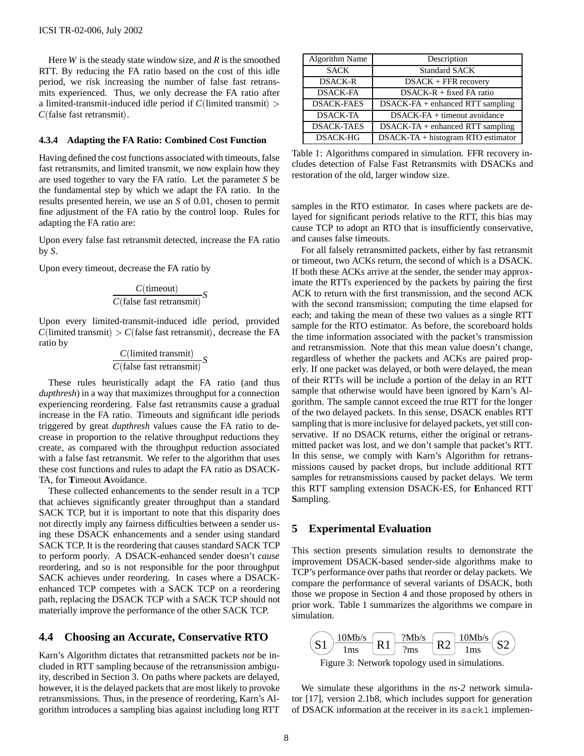Here $W$ is the steady state window size, and $R$ is the smoothed RTT. By reducing the FA ratio based on the cost of this idle period, we risk increasing the number of false fast retransmits experienced. Thus, we only decrease the FA ratio after a limited-transmit-induced idle period if $C(\text{limited transmit}) > C(\text{false fast retransmit})$.

#### 4.3.4 Adapting the FA Ratio: Combined Cost Function

Having defined the cost functions associated with timeouts, false fast retransmits, and limited transmit, we now explain how they are used together to vary the FA ratio. Let the parameter $S$ be the fundamental step by which we adapt the FA ratio. In the results presented herein, we use an $S$ of 0.01, chosen to permit fine adjustment of the FA ratio by the control loop. Rules for adapting the FA ratio are:

Upon every false fast retransmit detected, increase the FA ratio by $S$.

Upon every timeout, decrease the FA ratio by

$$\frac{C(\text{timeout})}{C(\text{false fast retransmit})}S$$

Upon every limited-transmit-induced idle period, provided $C(\text{limited transmit}) > C(\text{false fast retransmit})$, decrease the FA ratio by

$$\frac{C(\text{limited transmit})}{C(\text{false fast retransmit})}S$$

These rules heuristically adapt the FA ratio (and thus *dupthresh*) in a way that maximizes throughput for a connection experiencing reordering. False fast retransmits cause a gradual increase in the FA ratio. Timeouts and significant idle periods triggered by great *dupthresh* values cause the FA ratio to decrease in proportion to the relative throughput reductions they create, as compared with the throughput reduction associated with a false fast retransmit. We refer to the algorithm that uses these cost functions and rules to adapt the FA ratio as DSACK-TA, for **T**imeout **A**voidance.

These collected enhancements to the sender result in a TCP that achieves significantly greater throughput than a standard SACK TCP, but it is important to note that this disparity does not directly imply any fairness difficulties between a sender using these DSACK enhancements and a sender using standard SACK TCP. It is the reordering that causes standard SACK TCP to perform poorly. A DSACK-enhanced sender doesn't *cause* reordering, and so is not responsible for the poor throughput SACK achieves under reordering. In cases where a DSACK-enhanced TCP competes with a SACK TCP on a reordering path, replacing the DSACK TCP with a SACK TCP should not materially improve the performance of the other SACK TCP.

### 4.4 Choosing an Accurate, Conservative RTO

Karn's Algorithm dictates that retransmitted packets *not* be included in RTT sampling because of the retransmission ambiguity, described in Section 3. On paths where packets are delayed, however, it is the delayed packets that are most likely to provoke retransmissions. Thus, in the presence of reordering, Karn's Algorithm introduces a sampling bias against including long RTT samples in the RTO estimator. In cases where packets are delayed for significant periods relative to the RTT, this bias may cause TCP to adopt an RTO that is insufficiently conservative, and causes false timeouts.

For all falsely retransmitted packets, either by fast retransmit or timeout, two ACKs return, the second of which is a DSACK. If both these ACKs arrive at the sender, the sender may approximate the RTTs experienced by the packets by pairing the first ACK to return with the first transmission, and the second ACK with the second transmission; computing the time elapsed for each; and taking the mean of these two values as a single RTT sample for the RTO estimator. As before, the scoreboard holds the time information associated with the packet's transmission and retransmission. Note that this mean value doesn't change, regardless of whether the packets and ACKs are paired properly. If one packet was delayed, or both were delayed, the mean of their RTTs will be include a portion of the delay in an RTT sample that otherwise would have been ignored by Karn's Algorithm. The sample cannot exceed the true RTT for the longer of the two delayed packets. In this sense, DSACK enables RTT sampling that is more inclusive for delayed packets, yet still conservative. If no DSACK returns, either the original or retransmitted packet was lost, and we don't sample that packet's RTT. In this sense, we comply with Karn's Algorithm for retransmissions caused by packet drops, but include additional RTT samples for retransmissions caused by packet delays. We term this RTT sampling extension DSACK-ES, for **E**nhanced RTT **S**ampling.

| Algorithm Name | Description |
|---|---|
| SACK | Standard SACK |
| DSACK-R | DSACK + FFR recovery |
| DSACK-FA | DSACK-R + fixed FA ratio |
| DSACK-FAES | DSACK-FA + enhanced RTT sampling |
| DSACK-TA | DSACK-FA + timeout avoidance |
| DSACK-TAES | DSACK-TA + enhanced RTT sampling |
| DSACK-HG | DSACK-TA + histogram RTO estimator |

Table 1: Algorithms compared in simulation. FFR recovery includes detection of False Fast Retransmits with DSACKs and restoration of the old, larger window size.

## 5 Experimental Evaluation

This section presents simulation results to demonstrate the improvement DSACK-based sender-side algorithms make to TCP's performance over paths that reorder or delay packets. We compare the performance of several variants of DSACK, both those we propose in Section 4 and those proposed by others in prior work. Table 1 summarizes the algorithms we compare in simulation.

S1 —(10Mb/s, 1ms)— R1 —(?Mb/s, ?ms)— R2 —(10Mb/s, 1ms)— S2

Figure 3: Network topology used in simulations.

We simulate these algorithms in the *ns-2* network simulator [17], version 2.1b8, which includes support for generation of DSACK information at the receiver in its `sack1` implemen-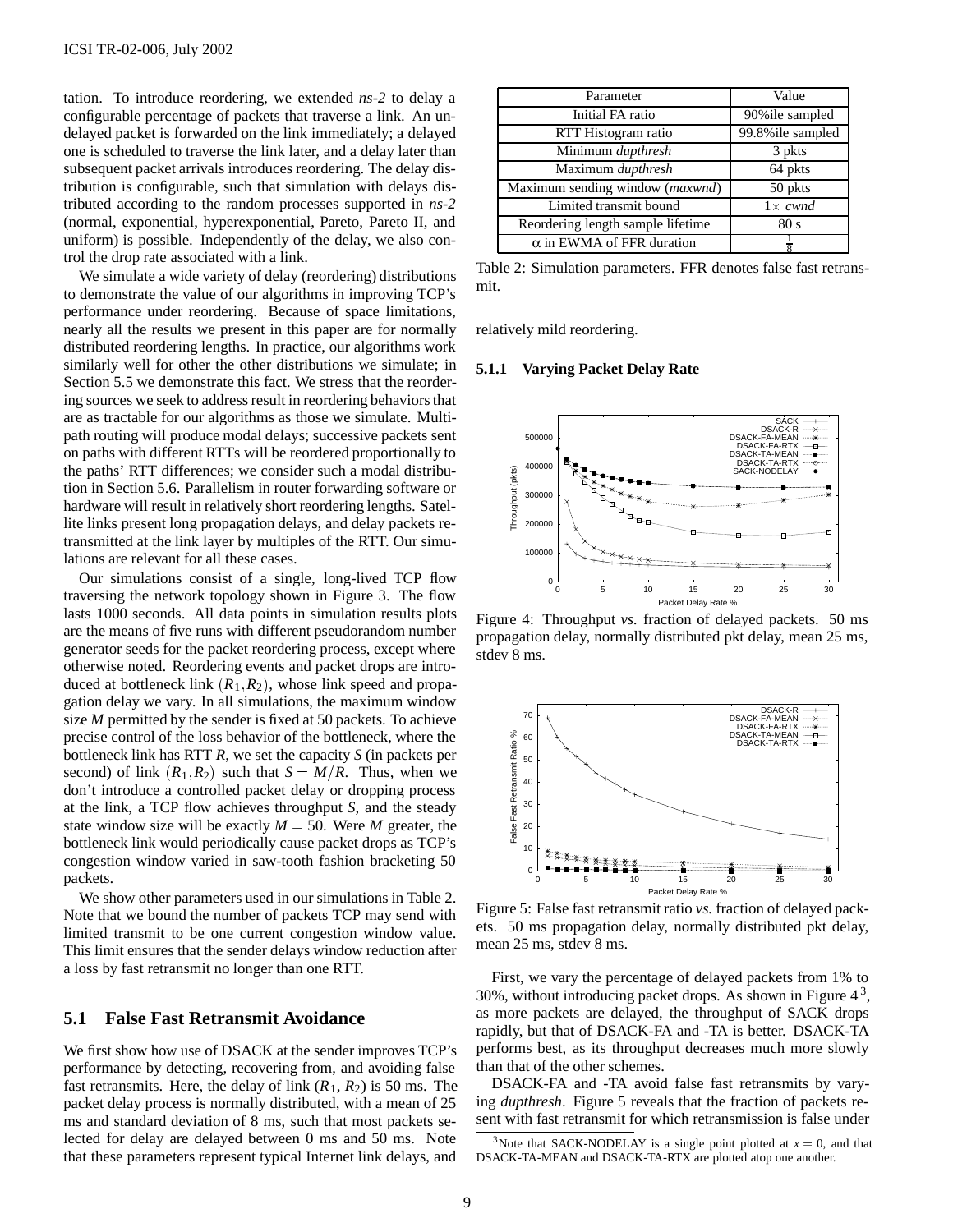tation. To introduce reordering, we extended *ns-2* to delay a configurable percentage of packets that traverse a link. An undelayed packet is forwarded on the link immediately; a delayed one is scheduled to traverse the link later, and a delay later than subsequent packet arrivals introduces reordering. The delay distribution is configurable, such that simulation with delays distributed according to the random processes supported in *ns-2* (normal, exponential, hyperexponential, Pareto, Pareto II, and uniform) is possible. Independently of the delay, we also control the drop rate associated with a link.

We simulate a wide variety of delay (reordering) distributions to demonstrate the value of our algorithms in improving TCP's performance under reordering. Because of space limitations, nearly all the results we present in this paper are for normally distributed reordering lengths. In practice, our algorithms work similarly well for other the other distributions we simulate; in Section 5.5 we demonstrate this fact. We stress that the reordering sources we seek to address result in reordering behaviors that are as tractable for our algorithms as those we simulate. Multipath routing will produce modal delays; successive packets sent on paths with different RTTs will be reordered proportionally to the paths' RTT differences; we consider such a modal distribution in Section 5.6. Parallelism in router forwarding software or hardware will result in relatively short reordering lengths. Satellite links present long propagation delays, and delay packets retransmitted at the link layer by multiples of the RTT. Our simulations are relevant for all these cases.

Our simulations consist of a single, long-lived TCP flow traversing the network topology shown in Figure 3. The flow lasts 1000 seconds. All data points in simulation results plots are the means of five runs with different pseudorandom number generator seeds for the packet reordering process, except where otherwise noted. Reordering events and packet drops are introduced at bottleneck link $(R_1, R_2)$, whose link speed and propagation delay we vary. In all simulations, the maximum window size $M$ permitted by the sender is fixed at 50 packets. To achieve precise control of the loss behavior of the bottleneck, where the bottleneck link has RTT $R$, we set the capacity $S$ (in packets per second) of link $(R_1, R_2)$ such that $S = M/R$. Thus, when we don't introduce a controlled packet delay or dropping process at the link, a TCP flow achieves throughput $S$, and the steady state window size will be exactly $M = 50$. Were $M$ greater, the bottleneck link would periodically cause packet drops as TCP's congestion window varied in saw-tooth fashion bracketing 50 packets.

We show other parameters used in our simulations in Table 2. Note that we bound the number of packets TCP may send with limited transmit to be one current congestion window value. This limit ensures that the sender delays window reduction after a loss by fast retransmit no longer than one RTT.

## 5.1 False Fast Retransmit Avoidance

We first show how use of DSACK at the sender improves TCP's performance by detecting, recovering from, and avoiding false fast retransmits. Here, the delay of link $(R_1, R_2)$ is 50 ms. The packet delay process is normally distributed, with a mean of 25 ms and standard deviation of 8 ms, such that most packets selected for delay are delayed between 0 ms and 50 ms. Note that these parameters represent typical Internet link delays, and relatively mild reordering.

| Parameter | Value |
|---|---|
| Initial FA ratio | 90%ile sampled |
| RTT Histogram ratio | 99.8%ile sampled |
| Minimum *dupthresh* | 3 pkts |
| Maximum *dupthresh* | 64 pkts |
| Maximum sending window (*maxwnd*) | 50 pkts |
| Limited transmit bound | $1\times$ *cwnd* |
| Reordering length sample lifetime | 80 s |
| $\alpha$ in EWMA of FFR duration | $\frac{1}{8}$ |

Table 2: Simulation parameters. FFR denotes false fast retransmit.

### 5.1.1 Varying Packet Delay Rate

Figure 4: Throughput *vs.* fraction of delayed packets. 50 ms propagation delay, normally distributed pkt delay, mean 25 ms, stdev 8 ms.

Figure 5: False fast retransmit ratio *vs.* fraction of delayed packets. 50 ms propagation delay, normally distributed pkt delay, mean 25 ms, stdev 8 ms.

First, we vary the percentage of delayed packets from 1% to 30%, without introducing packet drops. As shown in Figure 4[3], as more packets are delayed, the throughput of SACK drops rapidly, but that of DSACK-FA and -TA is better. DSACK-TA performs best, as its throughput decreases much more slowly than that of the other schemes.

DSACK-FA and -TA avoid false fast retransmits by varying *dupthresh*. Figure 5 reveals that the fraction of packets resent with fast retransmit for which retransmission is false under

[3] Note that SACK-NODELAY is a single point plotted at $x = 0$, and that DSACK-TA-MEAN and DSACK-TA-RTX are plotted atop one another.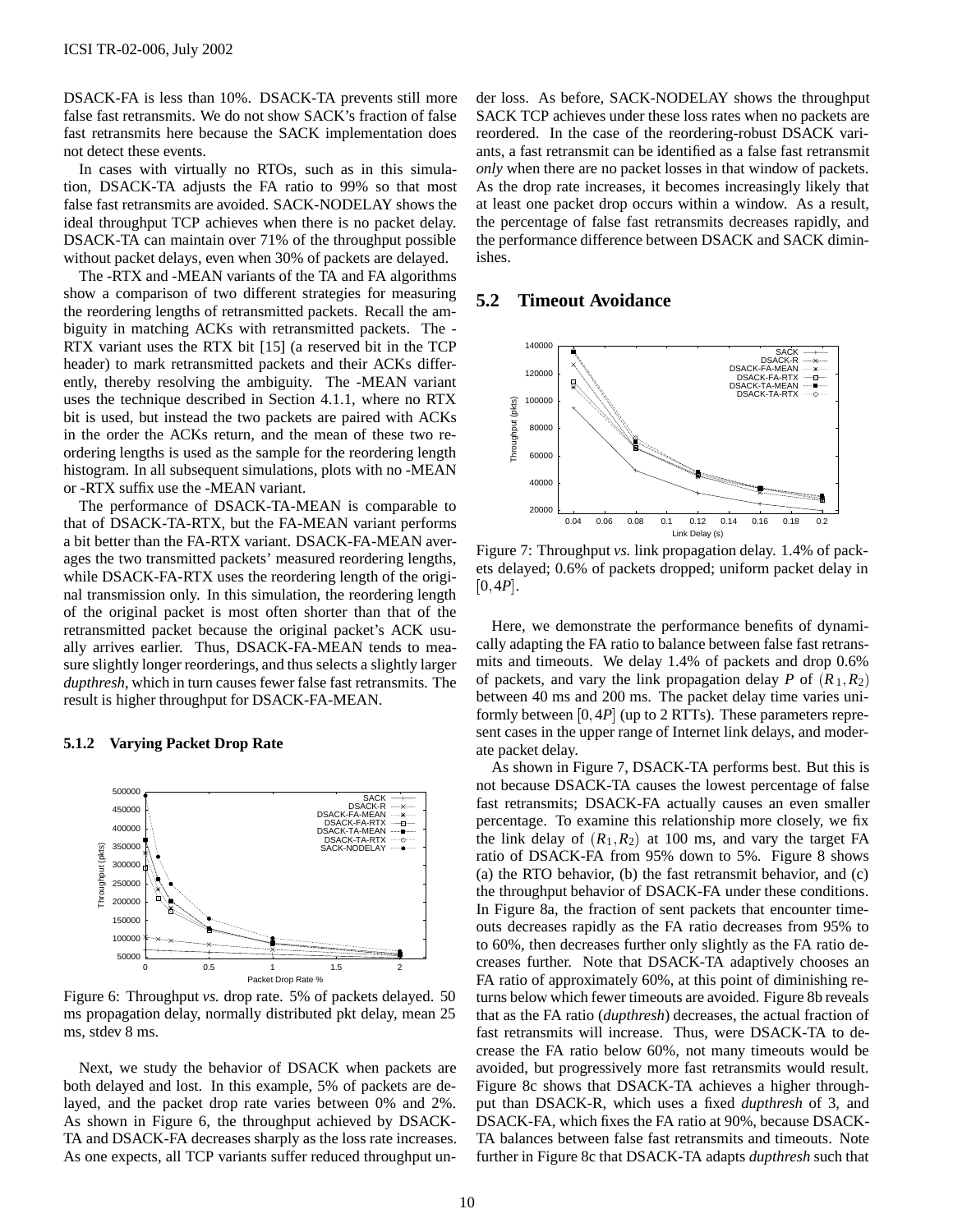DSACK-FA is less than 10%. DSACK-TA prevents still more false fast retransmits. We do not show SACK's fraction of false fast retransmits here because the SACK implementation does not detect these events.

In cases with virtually no RTOs, such as in this simulation, DSACK-TA adjusts the FA ratio to 99% so that most false fast retransmits are avoided. SACK-NODELAY shows the ideal throughput TCP achieves when there is no packet delay. DSACK-TA can maintain over 71% of the throughput possible without packet delays, even when 30% of packets are delayed.

The -RTX and -MEAN variants of the TA and FA algorithms show a comparison of two different strategies for measuring the reordering lengths of retransmitted packets. Recall the ambiguity in matching ACKs with retransmitted packets. The -RTX variant uses the RTX bit [15] (a reserved bit in the TCP header) to mark retransmitted packets and their ACKs differently, thereby resolving the ambiguity. The -MEAN variant uses the technique described in Section 4.1.1, where no RTX bit is used, but instead the two packets are paired with ACKs in the order the ACKs return, and the mean of these two reordering lengths is used as the sample for the reordering length histogram. In all subsequent simulations, plots with no -MEAN or -RTX suffix use the -MEAN variant.

The performance of DSACK-TA-MEAN is comparable to that of DSACK-TA-RTX, but the FA-MEAN variant performs a bit better than the FA-RTX variant. DSACK-FA-MEAN averages the two transmitted packets' measured reordering lengths, while DSACK-FA-RTX uses the reordering length of the original transmission only. In this simulation, the reordering length of the original packet is most often shorter than that of the retransmitted packet because the original packet's ACK usually arrives earlier. Thus, DSACK-FA-MEAN tends to measure slightly longer reorderings, and thus selects a slightly larger *dupthresh*, which in turn causes fewer false fast retransmits. The result is higher throughput for DSACK-FA-MEAN.

### 5.1.2 Varying Packet Drop Rate

Figure 6: Throughput *vs.* drop rate. 5% of packets delayed. 50 ms propagation delay, normally distributed pkt delay, mean 25 ms, stdev 8 ms.

Next, we study the behavior of DSACK when packets are both delayed and lost. In this example, 5% of packets are delayed, and the packet drop rate varies between 0% and 2%. As shown in Figure 6, the throughput achieved by DSACK-TA and DSACK-FA decreases sharply as the loss rate increases. As one expects, all TCP variants suffer reduced throughput under loss. As before, SACK-NODELAY shows the throughput SACK TCP achieves under these loss rates when no packets are reordered. In the case of the reordering-robust DSACK variants, a fast retransmit can be identified as a false fast retransmit *only* when there are no packet losses in that window of packets. As the drop rate increases, it becomes increasingly likely that at least one packet drop occurs within a window. As a result, the percentage of false fast retransmits decreases rapidly, and the performance difference between DSACK and SACK diminishes.

## 5.2 Timeout Avoidance

Figure 7: Throughput *vs.* link propagation delay. 1.4% of packets delayed; 0.6% of packets dropped; uniform packet delay in $[0,4P]$.

Here, we demonstrate the performance benefits of dynamically adapting the FA ratio to balance between false fast retransmits and timeouts. We delay 1.4% of packets and drop 0.6% of packets, and vary the link propagation delay $P$ of $(R_1,R_2)$ between 40 ms and 200 ms. The packet delay time varies uniformly between $[0,4P]$ (up to 2 RTTs). These parameters represent cases in the upper range of Internet link delays, and moderate packet delay.

As shown in Figure 7, DSACK-TA performs best. But this is not because DSACK-TA causes the lowest percentage of false fast retransmits; DSACK-FA actually causes an even smaller percentage. To examine this relationship more closely, we fix the link delay of $(R_1,R_2)$ at 100 ms, and vary the target FA ratio of DSACK-FA from 95% down to 5%. Figure 8 shows (a) the RTO behavior, (b) the fast retransmit behavior, and (c) the throughput behavior of DSACK-FA under these conditions. In Figure 8a, the fraction of sent packets that encounter timeouts decreases rapidly as the FA ratio decreases from 95% to to 60%, then decreases further only slightly as the FA ratio decreases further. Note that DSACK-TA adaptively chooses an FA ratio of approximately 60%, at this point of diminishing returns below which fewer timeouts are avoided. Figure 8b reveals that as the FA ratio (*dupthresh*) decreases, the actual fraction of fast retransmits will increase. Thus, were DSACK-TA to decrease the FA ratio below 60%, not many timeouts would be avoided, but progressively more fast retransmits would result. Figure 8c shows that DSACK-TA achieves a higher throughput than DSACK-R, which uses a fixed *dupthresh* of 3, and DSACK-FA, which fixes the FA ratio at 90%, because DSACK-TA balances between false fast retransmits and timeouts. Note further in Figure 8c that DSACK-TA adapts *dupthresh* such that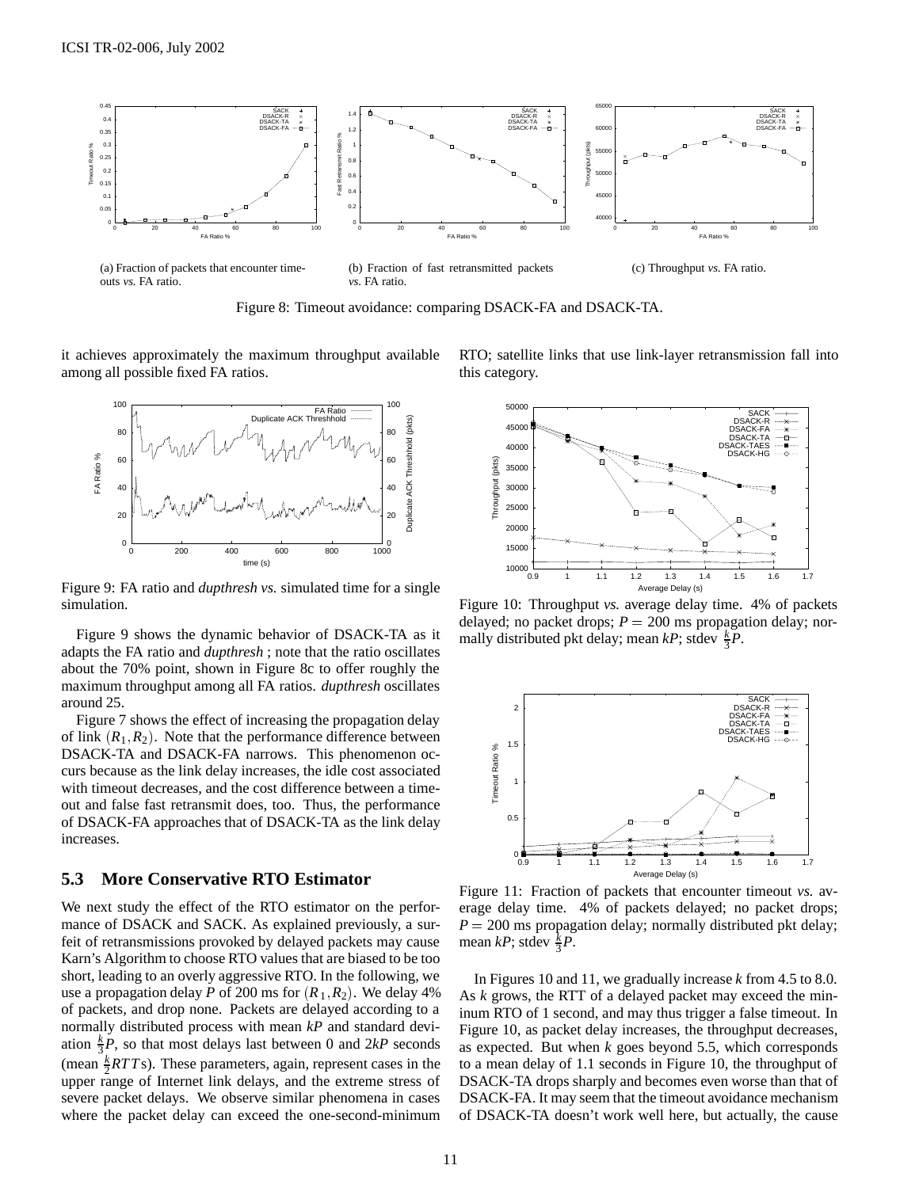(a) Fraction of packets that encounter timeouts *vs.* FA ratio.

(b) Fraction of fast retransmitted packets *vs.* FA ratio.

(c) Throughput *vs.* FA ratio.

Figure 8: Timeout avoidance: comparing DSACK-FA and DSACK-TA.

it achieves approximately the maximum throughput available among all possible fixed FA ratios.

Figure 9: FA ratio and *dupthresh vs.* simulated time for a single simulation.

Figure 9 shows the dynamic behavior of DSACK-TA as it adapts the FA ratio and *dupthresh* ; note that the ratio oscillates about the 70% point, shown in Figure 8c to offer roughly the maximum throughput among all FA ratios. *dupthresh* oscillates around 25.

Figure 7 shows the effect of increasing the propagation delay of link $(R_1, R_2)$. Note that the performance difference between DSACK-TA and DSACK-FA narrows. This phenomenon occurs because as the link delay increases, the idle cost associated with timeout decreases, and the cost difference between a timeout and false fast retransmit does, too. Thus, the performance of DSACK-FA approaches that of DSACK-TA as the link delay increases.

## 5.3 More Conservative RTO Estimator

We next study the effect of the RTO estimator on the performance of DSACK and SACK. As explained previously, a surfeit of retransmissions provoked by delayed packets may cause Karn's Algorithm to choose RTO values that are biased to be too short, leading to an overly aggressive RTO. In the following, we use a propagation delay $P$ of 200 ms for $(R_1, R_2)$. We delay 4% of packets, and drop none. Packets are delayed according to a normally distributed process with mean $kP$ and standard deviation $\frac{k}{3}P$, so that most delays last between 0 and $2kP$ seconds (mean $\frac{k}{2}RTT$s). These parameters, again, represent cases in the upper range of Internet link delays, and the extreme stress of severe packet delays. We observe similar phenomena in cases where the packet delay can exceed the one-second-minimum RTO; satellite links that use link-layer retransmission fall into this category.

Figure 10: Throughput *vs.* average delay time. 4% of packets delayed; no packet drops; $P = 200$ ms propagation delay; normally distributed pkt delay; mean $kP$; stdev $\frac{k}{3}P$.

Figure 11: Fraction of packets that encounter timeout *vs.* average delay time. 4% of packets delayed; no packet drops; $P = 200$ ms propagation delay; normally distributed pkt delay; mean $kP$; stdev $\frac{k}{3}P$.

In Figures 10 and 11, we gradually increase $k$ from 4.5 to 8.0. As $k$ grows, the RTT of a delayed packet may exceed the mininum RTO of 1 second, and may thus trigger a false timeout. In Figure 10, as packet delay increases, the throughput decreases, as expected. But when $k$ goes beyond 5.5, which corresponds to a mean delay of 1.1 seconds in Figure 10, the throughput of DSACK-TA drops sharply and becomes even worse than that of DSACK-FA. It may seem that the timeout avoidance mechanism of DSACK-TA doesn't work well here, but actually, the cause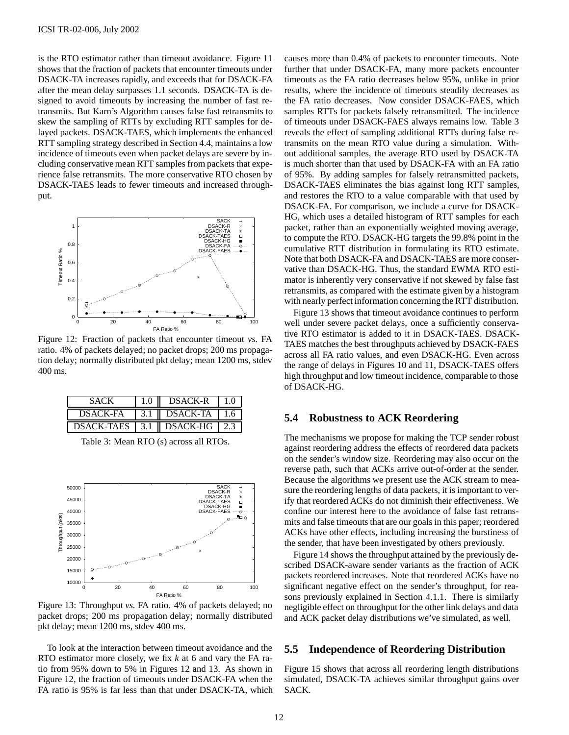is the RTO estimator rather than timeout avoidance. Figure 11 shows that the fraction of packets that encounter timeouts under DSACK-TA increases rapidly, and exceeds that for DSACK-FA after the mean delay surpasses 1.1 seconds. DSACK-TA is designed to avoid timeouts by increasing the number of fast retransmits. But Karn's Algorithm causes false fast retransmits to skew the sampling of RTTs by excluding RTT samples for delayed packets. DSACK-TAES, which implements the enhanced RTT sampling strategy described in Section 4.4, maintains a low incidence of timeouts even when packet delays are severe by including conservative mean RTT samples from packets that experience false retransmits. The more conservative RTO chosen by DSACK-TAES leads to fewer timeouts and increased throughput.

Figure 12: Fraction of packets that encounter timeout *vs.* FA ratio. 4% of packets delayed; no packet drops; 200 ms propagation delay; normally distributed pkt delay; mean 1200 ms, stdev 400 ms.

| SACK | 1.0 | DSACK-R | 1.0 |
|---|---|---|---|
| DSACK-FA | 3.1 | DSACK-TA | 1.6 |
| DSACK-TAES | 3.1 | DSACK-HG | 2.3 |

Table 3: Mean RTO (s) across all RTOs.

Figure 13: Throughput *vs.* FA ratio. 4% of packets delayed; no packet drops; 200 ms propagation delay; normally distributed pkt delay; mean 1200 ms, stdev 400 ms.

To look at the interaction between timeout avoidance and the RTO estimator more closely, we fix $k$ at 6 and vary the FA ratio from 95% down to 5% in Figures 12 and 13. As shown in Figure 12, the fraction of timeouts under DSACK-FA when the FA ratio is 95% is far less than that under DSACK-TA, which causes more than 0.4% of packets to encounter timeouts. Note further that under DSACK-FA, many more packets encounter timeouts as the FA ratio decreases below 95%, unlike in prior results, where the incidence of timeouts steadily decreases as the FA ratio decreases. Now consider DSACK-FAES, which samples RTTs for packets falsely retransmitted. The incidence of timeouts under DSACK-FAES always remains low. Table 3 reveals the effect of sampling additional RTTs during false retransmits on the mean RTO value during a simulation. Without additional samples, the average RTO used by DSACK-TA is much shorter than that used by DSACK-FA with an FA ratio of 95%. By adding samples for falsely retransmitted packets, DSACK-TAES eliminates the bias against long RTT samples, and restores the RTO to a value comparable with that used by DSACK-FA. For comparison, we include a curve for DSACK-HG, which uses a detailed histogram of RTT samples for each packet, rather than an exponentially weighted moving average, to compute the RTO. DSACK-HG targets the 99.8% point in the cumulative RTT distribution in formulating its RTO estimate. Note that both DSACK-FA and DSACK-TAES are more conservative than DSACK-HG. Thus, the standard EWMA RTO estimator is inherently very conservative if not skewed by false fast retransmits, as compared with the estimate given by a histogram with nearly perfect information concerning the RTT distribution.

Figure 13 shows that timeout avoidance continues to perform well under severe packet delays, once a sufficiently conservative RTO estimator is added to it in DSACK-TAES. DSACK-TAES matches the best throughputs achieved by DSACK-FAES across all FA ratio values, and even DSACK-HG. Even across the range of delays in Figures 10 and 11, DSACK-TAES offers high throughput and low timeout incidence, comparable to those of DSACK-HG.

## 5.4 Robustness to ACK Reordering

The mechanisms we propose for making the TCP sender robust against reordering address the effects of reordered data packets on the sender's window size. Reordering may also occur on the reverse path, such that ACKs arrive out-of-order at the sender. Because the algorithms we present use the ACK stream to measure the reordering lengths of data packets, it is important to verify that reordered ACKs do not diminish their effectiveness. We confine our interest here to the avoidance of false fast retransmits and false timeouts that are our goals in this paper; reordered ACKs have other effects, including increasing the burstiness of the sender, that have been investigated by others previously.

Figure 14 shows the throughput attained by the previously described DSACK-aware sender variants as the fraction of ACK packets reordered increases. Note that reordered ACKs have no significant negative effect on the sender's throughput, for reasons previously explained in Section 4.1.1. There is similarly negligible effect on throughput for the other link delays and data and ACK packet delay distributions we've simulated, as well.

## 5.5 Independence of Reordering Distribution

Figure 15 shows that across all reordering length distributions simulated, DSACK-TA achieves similar throughput gains over SACK.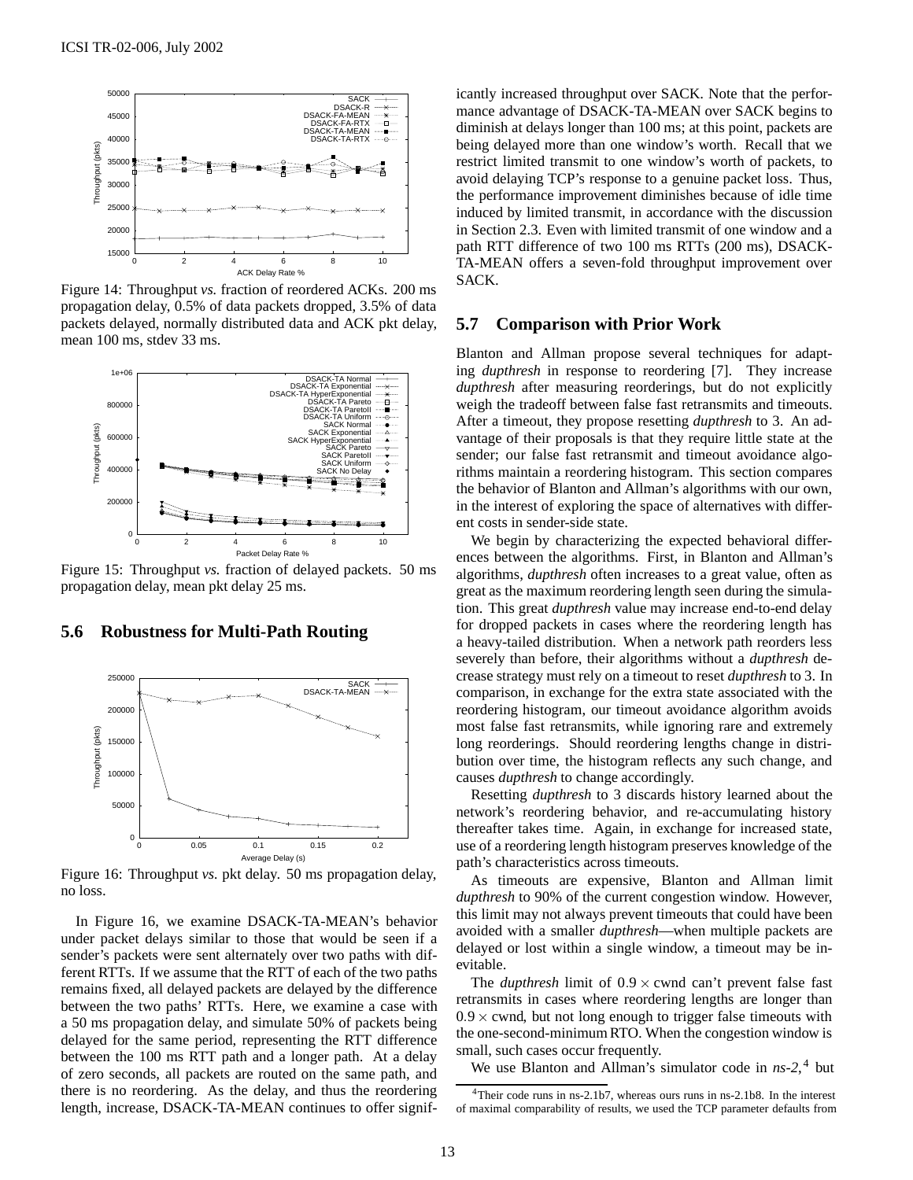Figure 14: Throughput *vs.* fraction of reordered ACKs. 200 ms propagation delay, 0.5% of data packets dropped, 3.5% of data packets delayed, normally distributed data and ACK pkt delay, mean 100 ms, stdev 33 ms.

Figure 15: Throughput *vs.* fraction of delayed packets. 50 ms propagation delay, mean pkt delay 25 ms.

### 5.6 Robustness for Multi-Path Routing

Figure 16: Throughput *vs.* pkt delay. 50 ms propagation delay, no loss.

In Figure 16, we examine DSACK-TA-MEAN's behavior under packet delays similar to those that would be seen if a sender's packets were sent alternately over two paths with different RTTs. If we assume that the RTT of each of the two paths remains fixed, all delayed packets are delayed by the difference between the two paths' RTTs. Here, we examine a case with a 50 ms propagation delay, and simulate 50% of packets being delayed for the same period, representing the RTT difference between the 100 ms RTT path and a longer path. At a delay of zero seconds, all packets are routed on the same path, and there is no reordering. As the delay, and thus the reordering length, increase, DSACK-TA-MEAN continues to offer significantly increased throughput over SACK. Note that the performance advantage of DSACK-TA-MEAN over SACK begins to diminish at delays longer than 100 ms; at this point, packets are being delayed more than one window's worth. Recall that we restrict limited transmit to one window's worth of packets, to avoid delaying TCP's response to a genuine packet loss. Thus, the performance improvement diminishes because of idle time induced by limited transmit, in accordance with the discussion in Section 2.3. Even with limited transmit of one window and a path RTT difference of two 100 ms RTTs (200 ms), DSACK-TA-MEAN offers a seven-fold throughput improvement over SACK.

### 5.7 Comparison with Prior Work

Blanton and Allman propose several techniques for adapting *dupthresh* in response to reordering [7]. They increase *dupthresh* after measuring reorderings, but do not explicitly weigh the tradeoff between false fast retransmits and timeouts. After a timeout, they propose resetting *dupthresh* to 3. An advantage of their proposals is that they require little state at the sender; our false fast retransmit and timeout avoidance algorithms maintain a reordering histogram. This section compares the behavior of Blanton and Allman's algorithms with our own, in the interest of exploring the space of alternatives with different costs in sender-side state.

We begin by characterizing the expected behavioral differences between the algorithms. First, in Blanton and Allman's algorithms, *dupthresh* often increases to a great value, often as great as the maximum reordering length seen during the simulation. This great *dupthresh* value may increase end-to-end delay for dropped packets in cases where the reordering length has a heavy-tailed distribution. When a network path reorders less severely than before, their algorithms without a *dupthresh* decrease strategy must rely on a timeout to reset *dupthresh* to 3. In comparison, in exchange for the extra state associated with the reordering histogram, our timeout avoidance algorithm avoids most false fast retransmits, while ignoring rare and extremely long reorderings. Should reordering lengths change in distribution over time, the histogram reflects any such change, and causes *dupthresh* to change accordingly.

Resetting *dupthresh* to 3 discards history learned about the network's reordering behavior, and re-accumulating history thereafter takes time. Again, in exchange for increased state, use of a reordering length histogram preserves knowledge of the path's characteristics across timeouts.

As timeouts are expensive, Blanton and Allman limit *dupthresh* to 90% of the current congestion window. However, this limit may not always prevent timeouts that could have been avoided with a smaller *dupthresh*—when multiple packets are delayed or lost within a single window, a timeout may be inevitable.

The *dupthresh* limit of $0.9 \times \text{cwnd}$ can't prevent false fast retransmits in cases where reordering lengths are longer than $0.9 \times \text{cwnd}$, but not long enough to trigger false timeouts with the one-second-minimum RTO. When the congestion window is small, such cases occur frequently.

We use Blanton and Allman's simulator code in *ns-2*,[4] but

[4] Their code runs in ns-2.1b7, whereas ours runs in ns-2.1b8. In the interest of maximal comparability of results, we used the TCP parameter defaults from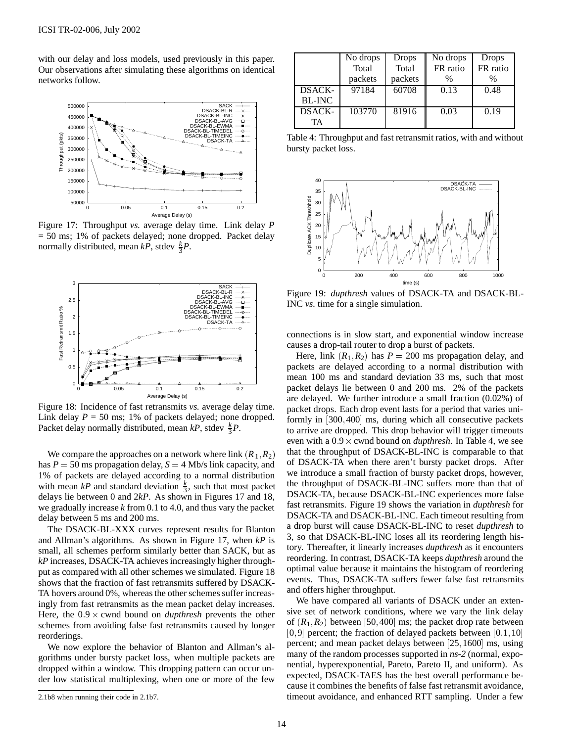with our delay and loss models, used previously in this paper. Our observations after simulating these algorithms on identical networks follow.

Figure 17: Throughput *vs.* average delay time. Link delay $P$ = 50 ms; 1% of packets delayed; none dropped. Packet delay normally distributed, mean $kP$, stdev $\frac{k}{3}P$.

Figure 18: Incidence of fast retransmits *vs.* average delay time. Link delay $P$ = 50 ms; 1% of packets delayed; none dropped. Packet delay normally distributed, mean $kP$, stdev $\frac{k}{3}P$.

We compare the approaches on a network where link $(R_1, R_2)$ has $P = 50$ ms propagation delay, $S = 4$ Mb/s link capacity, and 1% of packets are delayed according to a normal distribution with mean $kP$ and standard deviation $\frac{k}{3}$, such that most packet delays lie between 0 and $2kP$. As shown in Figures 17 and 18, we gradually increase $k$ from 0.1 to 4.0, and thus vary the packet delay between 5 ms and 200 ms.

The DSACK-BL-XXX curves represent results for Blanton and Allman's algorithms. As shown in Figure 17, when $kP$ is small, all schemes perform similarly better than SACK, but as $kP$ increases, DSACK-TA achieves increasingly higher throughput as compared with all other schemes we simulated. Figure 18 shows that the fraction of fast retransmits suffered by DSACK-TA hovers around 0%, whereas the other schemes suffer increasingly from fast retransmits as the mean packet delay increases. Here, the $0.9 \times$ cwnd bound on *dupthresh* prevents the other schemes from avoiding false fast retransmits caused by longer reorderings.

We now explore the behavior of Blanton and Allman's algorithms under bursty packet loss, when multiple packets are dropped within a window. This dropping pattern can occur under low statistical multiplexing, when one or more of the few connections is in slow start, and exponential window increase causes a drop-tail router to drop a burst of packets.

|  | No drops Total packets | Drops Total packets | No drops FR ratio % | Drops FR ratio % |
|---|---|---|---|---|
| DSACK-BL-INC | 97184 | 60708 | 0.13 | 0.48 |
| DSACK-TA | 103770 | 81916 | 0.03 | 0.19 |

Table 4: Throughput and fast retransmit ratios, with and without bursty packet loss.

Figure 19: *dupthresh* values of DSACK-TA and DSACK-BL-INC *vs.* time for a single simulation.

Here, link $(R_1, R_2)$ has $P = 200$ ms propagation delay, and packets are delayed according to a normal distribution with mean 100 ms and standard deviation 33 ms, such that most packet delays lie between 0 and 200 ms. 2% of the packets are delayed. We further introduce a small fraction (0.02%) of packet drops. Each drop event lasts for a period that varies uniformly in $[300, 400]$ ms, during which all consecutive packets to arrive are dropped. This drop behavior will trigger timeouts even with a $0.9 \times$ cwnd bound on *dupthresh*. In Table 4, we see that the throughput of DSACK-BL-INC is comparable to that of DSACK-TA when there aren't bursty packet drops. After we introduce a small fraction of bursty packet drops, however, the throughput of DSACK-BL-INC suffers more than that of DSACK-TA, because DSACK-BL-INC experiences more false fast retransmits. Figure 19 shows the variation in *dupthresh* for DSACK-TA and DSACK-BL-INC. Each timeout resulting from a drop burst will cause DSACK-BL-INC to reset *dupthresh* to 3, so that DSACK-BL-INC loses all its reordering length history. Thereafter, it linearly increases *dupthresh* as it encounters reordering. In contrast, DSACK-TA keeps *dupthresh* around the optimal value because it maintains the histogram of reordering events. Thus, DSACK-TA suffers fewer false fast retransmits and offers higher throughput.

We have compared all variants of DSACK under an extensive set of network conditions, where we vary the link delay of $(R_1, R_2)$ between $[50, 400]$ ms; the packet drop rate between $[0, 9]$ percent; the fraction of delayed packets between $[0.1, 10]$ percent; and mean packet delays between $[25, 1600]$ ms, using many of the random processes supported in *ns-2* (normal, exponential, hyperexponential, Pareto, Pareto II, and uniform). As expected, DSACK-TAES has the best overall performance because it combines the benefits of false fast retransmit avoidance, timeout avoidance, and enhanced RTT sampling. Under a few

2.1b8 when running their code in 2.1b7.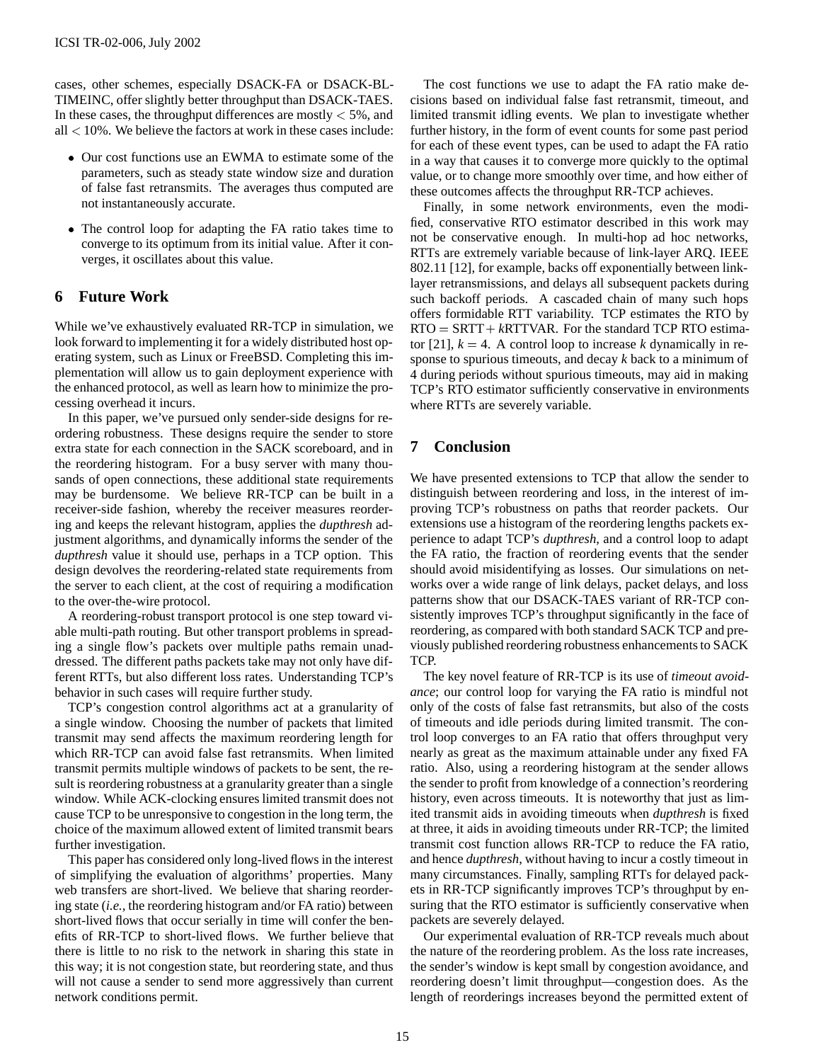cases, other schemes, especially DSACK-FA or DSACK-BL-TIMEINC, offer slightly better throughput than DSACK-TAES. In these cases, the throughput differences are mostly $< 5\%$, and all $< 10\%$. We believe the factors at work in these cases include:

- Our cost functions use an EWMA to estimate some of the parameters, such as steady state window size and duration of false fast retransmits. The averages thus computed are not instantaneously accurate.
- The control loop for adapting the FA ratio takes time to converge to its optimum from its initial value. After it converges, it oscillates about this value.

## 6 Future Work

While we've exhaustively evaluated RR-TCP in simulation, we look forward to implementing it for a widely distributed host operating system, such as Linux or FreeBSD. Completing this implementation will allow us to gain deployment experience with the enhanced protocol, as well as learn how to minimize the processing overhead it incurs.

In this paper, we've pursued only sender-side designs for reordering robustness. These designs require the sender to store extra state for each connection in the SACK scoreboard, and in the reordering histogram. For a busy server with many thousands of open connections, these additional state requirements may be burdensome. We believe RR-TCP can be built in a receiver-side fashion, whereby the receiver measures reordering and keeps the relevant histogram, applies the *dupthresh* adjustment algorithms, and dynamically informs the sender of the *dupthresh* value it should use, perhaps in a TCP option. This design devolves the reordering-related state requirements from the server to each client, at the cost of requiring a modification to the over-the-wire protocol.

A reordering-robust transport protocol is one step toward viable multi-path routing. But other transport problems in spreading a single flow's packets over multiple paths remain unaddressed. The different paths packets take may not only have different RTTs, but also different loss rates. Understanding TCP's behavior in such cases will require further study.

TCP's congestion control algorithms act at a granularity of a single window. Choosing the number of packets that limited transmit may send affects the maximum reordering length for which RR-TCP can avoid false fast retransmits. When limited transmit permits multiple windows of packets to be sent, the result is reordering robustness at a granularity greater than a single window. While ACK-clocking ensures limited transmit does not cause TCP to be unresponsive to congestion in the long term, the choice of the maximum allowed extent of limited transmit bears further investigation.

This paper has considered only long-lived flows in the interest of simplifying the evaluation of algorithms' properties. Many web transfers are short-lived. We believe that sharing reordering state (*i.e.*, the reordering histogram and/or FA ratio) between short-lived flows that occur serially in time will confer the benefits of RR-TCP to short-lived flows. We further believe that there is little to no risk to the network in sharing this state in this way; it is not congestion state, but reordering state, and thus will not cause a sender to send more aggressively than current network conditions permit.

The cost functions we use to adapt the FA ratio make decisions based on individual false fast retransmit, timeout, and limited transmit idling events. We plan to investigate whether further history, in the form of event counts for some past period for each of these event types, can be used to adapt the FA ratio in a way that causes it to converge more quickly to the optimal value, or to change more smoothly over time, and how either of these outcomes affects the throughput RR-TCP achieves.

Finally, in some network environments, even the modified, conservative RTO estimator described in this work may not be conservative enough. In multi-hop ad hoc networks, RTTs are extremely variable because of link-layer ARQ. IEEE 802.11 [12], for example, backs off exponentially between link-layer retransmissions, and delays all subsequent packets during such backoff periods. A cascaded chain of many such hops offers formidable RTT variability. TCP estimates the RTO by $\text{RTO} = \text{SRTT} + k\text{RTTVAR}$. For the standard TCP RTO estimator [21], $k = 4$. A control loop to increase $k$ dynamically in response to spurious timeouts, and decay $k$ back to a minimum of 4 during periods without spurious timeouts, may aid in making TCP's RTO estimator sufficiently conservative in environments where RTTs are severely variable.

## 7 Conclusion

We have presented extensions to TCP that allow the sender to distinguish between reordering and loss, in the interest of improving TCP's robustness on paths that reorder packets. Our extensions use a histogram of the reordering lengths packets experience to adapt TCP's *dupthresh*, and a control loop to adapt the FA ratio, the fraction of reordering events that the sender should avoid misidentifying as losses. Our simulations on networks over a wide range of link delays, packet delays, and loss patterns show that our DSACK-TAES variant of RR-TCP consistently improves TCP's throughput significantly in the face of reordering, as compared with both standard SACK TCP and previously published reordering robustness enhancements to SACK TCP.

The key novel feature of RR-TCP is its use of *timeout avoidance*; our control loop for varying the FA ratio is mindful not only of the costs of false fast retransmits, but also of the costs of timeouts and idle periods during limited transmit. The control loop converges to an FA ratio that offers throughput very nearly as great as the maximum attainable under any fixed FA ratio. Also, using a reordering histogram at the sender allows the sender to profit from knowledge of a connection's reordering history, even across timeouts. It is noteworthy that just as limited transmit aids in avoiding timeouts when *dupthresh* is fixed at three, it aids in avoiding timeouts under RR-TCP; the limited transmit cost function allows RR-TCP to reduce the FA ratio, and hence *dupthresh*, without having to incur a costly timeout in many circumstances. Finally, sampling RTTs for delayed packets in RR-TCP significantly improves TCP's throughput by ensuring that the RTO estimator is sufficiently conservative when packets are severely delayed.

Our experimental evaluation of RR-TCP reveals much about the nature of the reordering problem. As the loss rate increases, the sender's window is kept small by congestion avoidance, and reordering doesn't limit throughput—congestion does. As the length of reorderings increases beyond the permitted extent of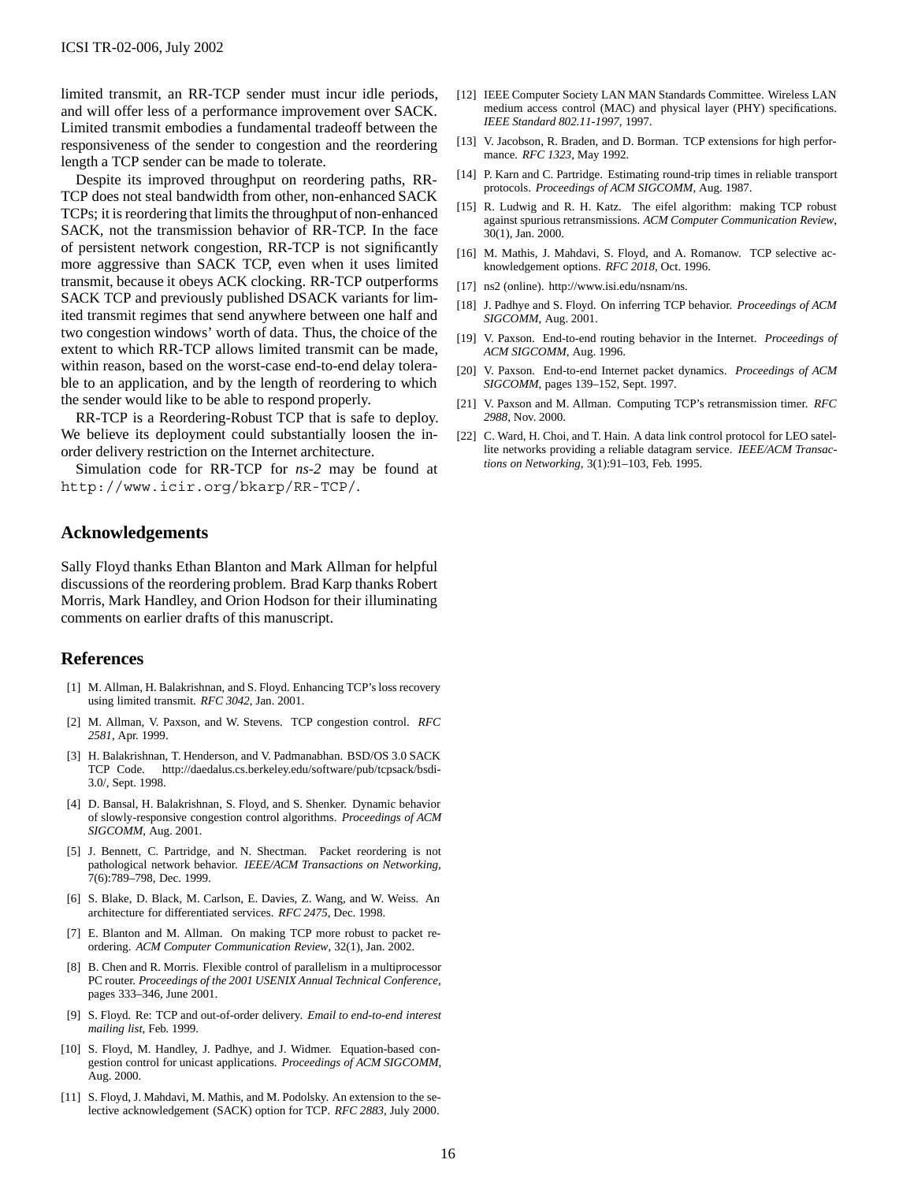limited transmit, an RR-TCP sender must incur idle periods, and will offer less of a performance improvement over SACK. Limited transmit embodies a fundamental tradeoff between the responsiveness of the sender to congestion and the reordering length a TCP sender can be made to tolerate.

Despite its improved throughput on reordering paths, RR-TCP does not steal bandwidth from other, non-enhanced SACK TCPs; it is reordering that limits the throughput of non-enhanced SACK, not the transmission behavior of RR-TCP. In the face of persistent network congestion, RR-TCP is not significantly more aggressive than SACK TCP, even when it uses limited transmit, because it obeys ACK clocking. RR-TCP outperforms SACK TCP and previously published DSACK variants for limited transmit regimes that send anywhere between one half and two congestion windows' worth of data. Thus, the choice of the extent to which RR-TCP allows limited transmit can be made, within reason, based on the worst-case end-to-end delay tolerable to an application, and by the length of reordering to which the sender would like to be able to respond properly.

RR-TCP is a Reordering-Robust TCP that is safe to deploy. We believe its deployment could substantially loosen the in-order delivery restriction on the Internet architecture.

Simulation code for RR-TCP for *ns-2* may be found at `http://www.icir.org/bkarp/RR-TCP/`.

## Acknowledgements

Sally Floyd thanks Ethan Blanton and Mark Allman for helpful discussions of the reordering problem. Brad Karp thanks Robert Morris, Mark Handley, and Orion Hodson for their illuminating comments on earlier drafts of this manuscript.

## References

[1] M. Allman, H. Balakrishnan, and S. Floyd. Enhancing TCP's loss recovery using limited transmit. *RFC 3042*, Jan. 2001.

[2] M. Allman, V. Paxson, and W. Stevens. TCP congestion control. *RFC 2581*, Apr. 1999.

[3] H. Balakrishnan, T. Henderson, and V. Padmanabhan. BSD/OS 3.0 SACK TCP Code. http://daedalus.cs.berkeley.edu/software/pub/tcpsack/bsdi-3.0/, Sept. 1998.

[4] D. Bansal, H. Balakrishnan, S. Floyd, and S. Shenker. Dynamic behavior of slowly-responsive congestion control algorithms. *Proceedings of ACM SIGCOMM*, Aug. 2001.

[5] J. Bennett, C. Partridge, and N. Shectman. Packet reordering is not pathological network behavior. *IEEE/ACM Transactions on Networking*, 7(6):789–798, Dec. 1999.

[6] S. Blake, D. Black, M. Carlson, E. Davies, Z. Wang, and W. Weiss. An architecture for differentiated services. *RFC 2475*, Dec. 1998.

[7] E. Blanton and M. Allman. On making TCP more robust to packet reordering. *ACM Computer Communication Review*, 32(1), Jan. 2002.

[8] B. Chen and R. Morris. Flexible control of parallelism in a multiprocessor PC router. *Proceedings of the 2001 USENIX Annual Technical Conference*, pages 333–346, June 2001.

[9] S. Floyd. Re: TCP and out-of-order delivery. *Email to end-to-end interest mailing list*, Feb. 1999.

[10] S. Floyd, M. Handley, J. Padhye, and J. Widmer. Equation-based congestion control for unicast applications. *Proceedings of ACM SIGCOMM*, Aug. 2000.

[11] S. Floyd, J. Mahdavi, M. Mathis, and M. Podolsky. An extension to the selective acknowledgement (SACK) option for TCP. *RFC 2883*, July 2000.

[12] IEEE Computer Society LAN MAN Standards Committee. Wireless LAN medium access control (MAC) and physical layer (PHY) specifications. *IEEE Standard 802.11-1997*, 1997.

[13] V. Jacobson, R. Braden, and D. Borman. TCP extensions for high performance. *RFC 1323*, May 1992.

[14] P. Karn and C. Partridge. Estimating round-trip times in reliable transport protocols. *Proceedings of ACM SIGCOMM*, Aug. 1987.

[15] R. Ludwig and R. H. Katz. The eifel algorithm: making TCP robust against spurious retransmissions. *ACM Computer Communication Review*, 30(1), Jan. 2000.

[16] M. Mathis, J. Mahdavi, S. Floyd, and A. Romanow. TCP selective acknowledgement options. *RFC 2018*, Oct. 1996.

[17] ns2 (online). http://www.isi.edu/nsnam/ns.

[18] J. Padhye and S. Floyd. On inferring TCP behavior. *Proceedings of ACM SIGCOMM*, Aug. 2001.

[19] V. Paxson. End-to-end routing behavior in the Internet. *Proceedings of ACM SIGCOMM*, Aug. 1996.

[20] V. Paxson. End-to-end Internet packet dynamics. *Proceedings of ACM SIGCOMM*, pages 139–152, Sept. 1997.

[21] V. Paxson and M. Allman. Computing TCP's retransmission timer. *RFC 2988*, Nov. 2000.

[22] C. Ward, H. Choi, and T. Hain. A data link control protocol for LEO satellite networks providing a reliable datagram service. *IEEE/ACM Transactions on Networking*, 3(1):91–103, Feb. 1995.